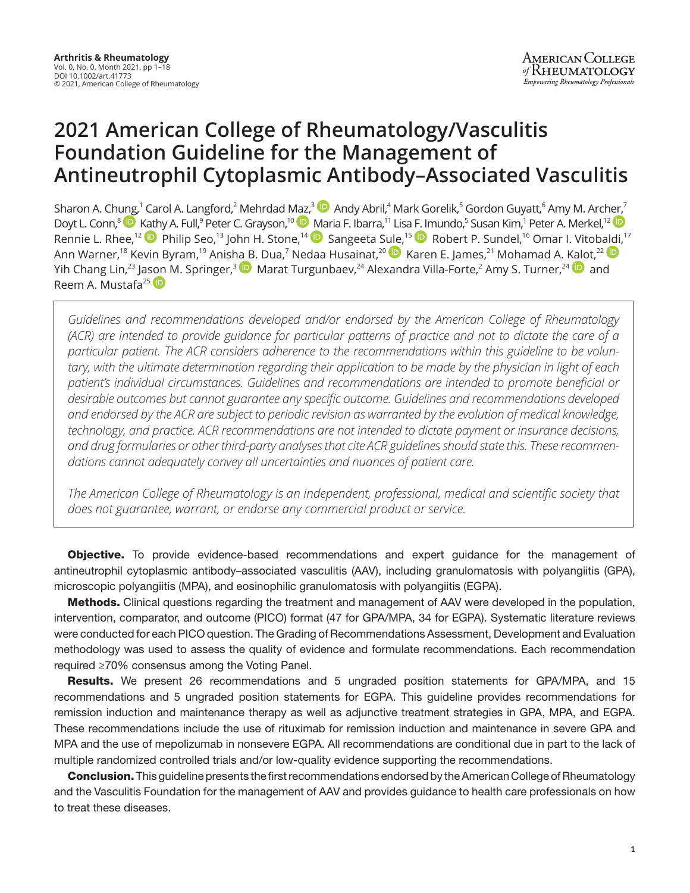# 2021 American College of Rheumatology/Vasculitis Foundation Guideline for the Management of Antineutrophil Cytoplasmic Antibody–Associated Vasculitis

Sharon A. Chung,[1] Carol A. Langford,[2] Mehrdad Maz,[3] Andy Abril,[4] Mark Gorelik,[5] Gordon Guyatt,[6] Amy M. Archer,[7] Doyt L. Conn,[8] Kathy A. Full,[9] Peter C. Grayson,[10] Maria F. Ibarra,[11] Lisa F. Imundo,[5] Susan Kim,[1] Peter A. Merkel,[12] Rennie L. Rhee,[12] Philip Seo,[13] John H. Stone,[14] Sangeeta Sule,[15] Robert P. Sundel,[16] Omar I. Vitobaldi,[17] Ann Warner,[18] Kevin Byram,[19] Anisha B. Dua,[7] Nedaa Husainat,[20] Karen E. James,[21] Mohamad A. Kalot,[22] Yih Chang Lin,[23] Jason M. Springer,[3] Marat Turgunbaev,[24] Alexandra Villa-Forte,[2] Amy S. Turner,[24] and Reem A. Mustafa[25]

*Guidelines and recommendations developed and/or endorsed by the American College of Rheumatology (ACR) are intended to provide guidance for particular patterns of practice and not to dictate the care of a particular patient. The ACR considers adherence to the recommendations within this guideline to be voluntary, with the ultimate determination regarding their application to be made by the physician in light of each patient's individual circumstances. Guidelines and recommendations are intended to promote beneficial or desirable outcomes but cannot guarantee any specific outcome. Guidelines and recommendations developed and endorsed by the ACR are subject to periodic revision as warranted by the evolution of medical knowledge, technology, and practice. ACR recommendations are not intended to dictate payment or insurance decisions, and drug formularies or other third-party analyses that cite ACR guidelines should state this. These recommendations cannot adequately convey all uncertainties and nuances of patient care.*

*The American College of Rheumatology is an independent, professional, medical and scientific society that does not guarantee, warrant, or endorse any commercial product or service.*

**Objective.** To provide evidence-based recommendations and expert guidance for the management of antineutrophil cytoplasmic antibody–associated vasculitis (AAV), including granulomatosis with polyangiitis (GPA), microscopic polyangiitis (MPA), and eosinophilic granulomatosis with polyangiitis (EGPA).

**Methods.** Clinical questions regarding the treatment and management of AAV were developed in the population, intervention, comparator, and outcome (PICO) format (47 for GPA/MPA, 34 for EGPA). Systematic literature reviews were conducted for each PICO question. The Grading of Recommendations Assessment, Development and Evaluation methodology was used to assess the quality of evidence and formulate recommendations. Each recommendation required ≥70% consensus among the Voting Panel.

**Results.** We present 26 recommendations and 5 ungraded position statements for GPA/MPA, and 15 recommendations and 5 ungraded position statements for EGPA. This guideline provides recommendations for remission induction and maintenance therapy as well as adjunctive treatment strategies in GPA, MPA, and EGPA. These recommendations include the use of rituximab for remission induction and maintenance in severe GPA and MPA and the use of mepolizumab in nonsevere EGPA. All recommendations are conditional due in part to the lack of multiple randomized controlled trials and/or low-quality evidence supporting the recommendations.

**Conclusion.** This guideline presents the first recommendations endorsed by the American College of Rheumatology and the Vasculitis Foundation for the management of AAV and provides guidance to health care professionals on how to treat these diseases.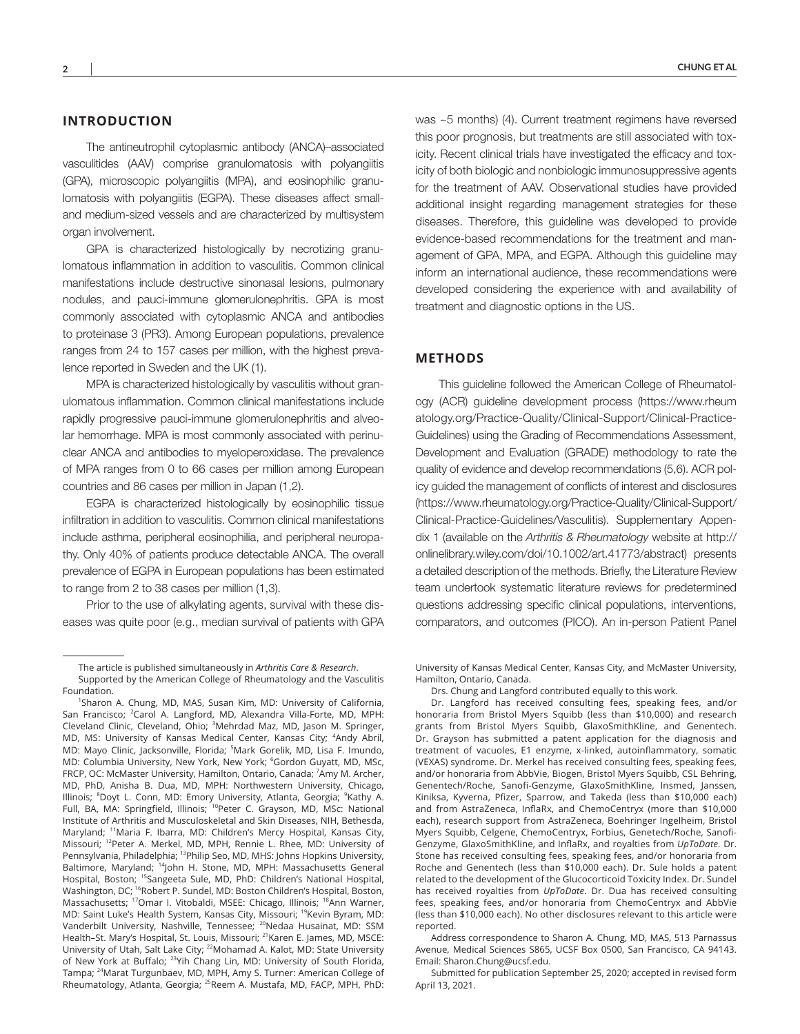## INTRODUCTION

The antineutrophil cytoplasmic antibody (ANCA)–associated vasculitides (AAV) comprise granulomatosis with polyangiitis (GPA), microscopic polyangiitis (MPA), and eosinophilic granulomatosis with polyangiitis (EGPA). These diseases affect small- and medium-sized vessels and are characterized by multisystem organ involvement.

GPA is characterized histologically by necrotizing granulomatous inflammation in addition to vasculitis. Common clinical manifestations include destructive sinonasal lesions, pulmonary nodules, and pauci-immune glomerulonephritis. GPA is most commonly associated with cytoplasmic ANCA and antibodies to proteinase 3 (PR3). Among European populations, prevalence ranges from 24 to 157 cases per million, with the highest prevalence reported in Sweden and the UK (1).

MPA is characterized histologically by vasculitis without granulomatous inflammation. Common clinical manifestations include rapidly progressive pauci-immune glomerulonephritis and alveolar hemorrhage. MPA is most commonly associated with perinuclear ANCA and antibodies to myeloperoxidase. The prevalence of MPA ranges from 0 to 66 cases per million among European countries and 86 cases per million in Japan (1,2).

EGPA is characterized histologically by eosinophilic tissue infiltration in addition to vasculitis. Common clinical manifestations include asthma, peripheral eosinophilia, and peripheral neuropathy. Only 40% of patients produce detectable ANCA. The overall prevalence of EGPA in European populations has been estimated to range from 2 to 38 cases per million (1,3).

Prior to the use of alkylating agents, survival with these diseases was quite poor (e.g., median survival of patients with GPA was ~5 months) (4). Current treatment regimens have reversed this poor prognosis, but treatments are still associated with toxicity. Recent clinical trials have investigated the efficacy and toxicity of both biologic and nonbiologic immunosuppressive agents for the treatment of AAV. Observational studies have provided additional insight regarding management strategies for these diseases. Therefore, this guideline was developed to provide evidence-based recommendations for the treatment and management of GPA, MPA, and EGPA. Although this guideline may inform an international audience, these recommendations were developed considering the experience with and availability of treatment and diagnostic options in the US.

## METHODS

This guideline followed the American College of Rheumatology (ACR) guideline development process (https://www.rheumatology.org/Practice-Quality/Clinical-Support/Clinical-Practice-Guidelines) using the Grading of Recommendations Assessment, Development and Evaluation (GRADE) methodology to rate the quality of evidence and develop recommendations (5,6). ACR policy guided the management of conflicts of interest and disclosures (https://www.rheumatology.org/Practice-Quality/Clinical-Support/Clinical-Practice-Guidelines/Vasculitis). Supplementary Appendix 1 (available on the *Arthritis & Rheumatology* website at http://onlinelibrary.wiley.com/doi/10.1002/art.41773/abstract) presents a detailed description of the methods. Briefly, the Literature Review team undertook systematic literature reviews for predetermined questions addressing specific clinical populations, interventions, comparators, and outcomes (PICO). An in-person Patient Panel

---

The article is published simultaneously in *Arthritis Care & Research*.

Supported by the American College of Rheumatology and the Vasculitis Foundation.

[1]Sharon A. Chung, MD, MAS, Susan Kim, MD: University of California, San Francisco; [2]Carol A. Langford, MD, Alexandra Villa-Forte, MD, MPH: Cleveland Clinic, Cleveland, Ohio; [3]Mehrdad Maz, MD, Jason M. Springer, MD, MS: University of Kansas Medical Center, Kansas City; [4]Andy Abril, MD: Mayo Clinic, Jacksonville, Florida; [5]Mark Gorelik, MD, Lisa F. Imundo, MD: Columbia University, New York, New York; [6]Gordon Guyatt, MD, MSc, FRCP, OC: McMaster University, Hamilton, Ontario, Canada; [7]Amy M. Archer, MD, PhD, Anisha B. Dua, MD, MPH: Northwestern University, Chicago, Illinois; [8]Doyt L. Conn, MD: Emory University, Atlanta, Georgia; [9]Kathy A. Full, BA, MA: Springfield, Illinois; [10]Peter C. Grayson, MD, MSc: National Institute of Arthritis and Musculoskeletal and Skin Diseases, NIH, Bethesda, Maryland; [11]Maria F. Ibarra, MD: Children's Mercy Hospital, Kansas City, Missouri; [12]Peter A. Merkel, MD, MPH, Rennie L. Rhee, MD: University of Pennsylvania, Philadelphia; [13]Philip Seo, MD, MHS: Johns Hopkins University, Baltimore, Maryland; [14]John H. Stone, MD, MPH: Massachusetts General Hospital, Boston; [15]Sangeeta Sule, MD, PhD: Children's National Hospital, Washington, DC; [16]Robert P. Sundel, MD: Boston Children's Hospital, Boston, Massachusetts; [17]Omar I. Vitobaldi, MSEE: Chicago, Illinois; [18]Ann Warner, MD: Saint Luke's Health System, Kansas City, Missouri; [19]Kevin Byram, MD: Vanderbilt University, Nashville, Tennessee; [20]Nedaa Husainat, MD: SSM Health–St. Mary's Hospital, St. Louis, Missouri; [21]Karen E. James, MD, MSCE: University of Utah, Salt Lake City; [22]Mohamad A. Kalot, MD: State University of New York at Buffalo; [23]Yih Chang Lin, MD: University of South Florida, Tampa; [24]Marat Turgunbaev, MD, MPH, Amy S. Turner: American College of Rheumatology, Atlanta, Georgia; [25]Reem A. Mustafa, MD, FACP, MPH, PhD: University of Kansas Medical Center, Kansas City, and McMaster University, Hamilton, Ontario, Canada.

Drs. Chung and Langford contributed equally to this work.

Dr. Langford has received consulting fees, speaking fees, and/or honoraria from Bristol Myers Squibb (less than $10,000) and research grants from Bristol Myers Squibb, GlaxoSmithKline, and Genentech. Dr. Grayson has submitted a patent application for the diagnosis and treatment of vacuoles, E1 enzyme, x-linked, autoinflammatory, somatic (VEXAS) syndrome. Dr. Merkel has received consulting fees, speaking fees, and/or honoraria from AbbVie, Biogen, Bristol Myers Squibb, CSL Behring, Genentech/Roche, Sanofi-Genzyme, GlaxoSmithKline, Insmed, Janssen, Kiniksa, Kyverna, Pfizer, Sparrow, and Takeda (less than $10,000 each) and from AstraZeneca, InflaRx, and ChemoCentryx (more than $10,000 each), research support from AstraZeneca, Boehringer Ingelheim, Bristol Myers Squibb, Celgene, ChemoCentryx, Forbius, Genetech/Roche, Sanofi-Genzyme, GlaxoSmithKline, and InflaRx, and royalties from *UpToDate*. Dr. Stone has received consulting fees, speaking fees, and/or honoraria from Roche and Genentech (less than $10,000 each). Dr. Sule holds a patent related to the development of the Glucocorticoid Toxicity Index. Dr. Sundel has received royalties from *UpToDate*. Dr. Dua has received consulting fees, speaking fees, and/or honoraria from ChemoCentryx and AbbVie (less than $10,000 each). No other disclosures relevant to this article were reported.

Address correspondence to Sharon A. Chung, MD, MAS, 513 Parnassus Avenue, Medical Sciences S865, UCSF Box 0500, San Francisco, CA 94143. Email: Sharon.Chung@ucsf.edu.

Submitted for publication September 25, 2020; accepted in revised form April 13, 2021.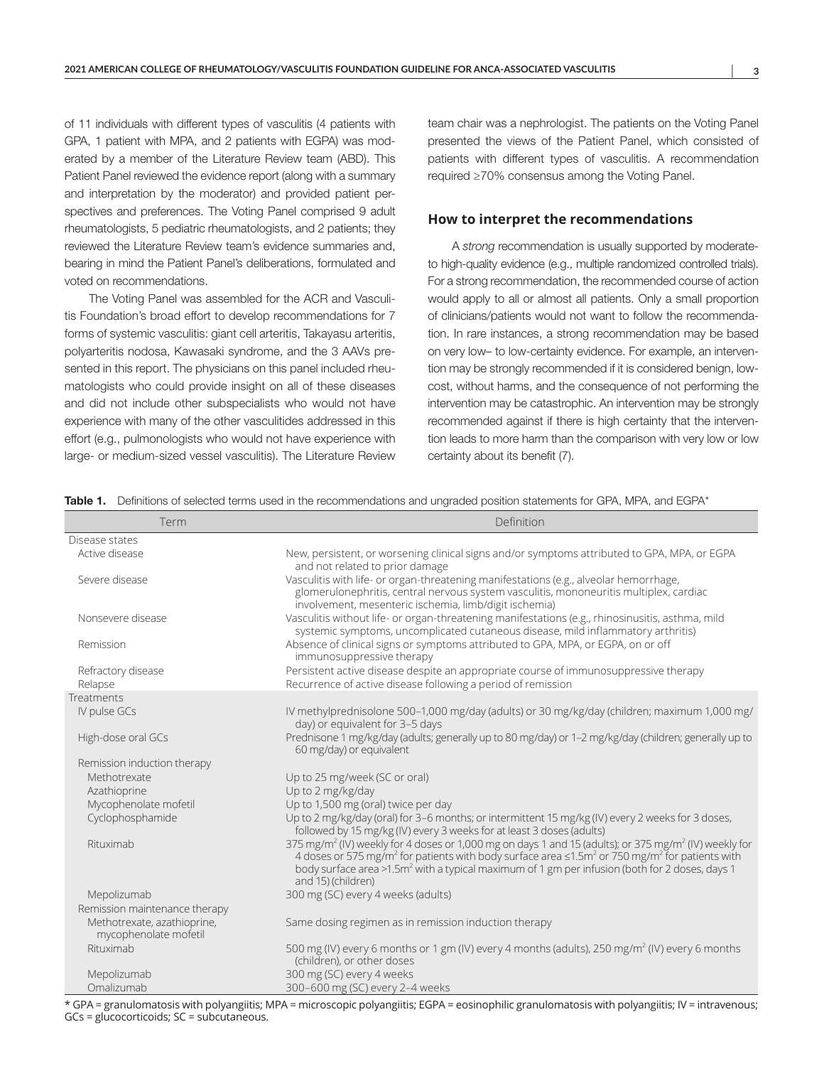of 11 individuals with different types of vasculitis (4 patients with GPA, 1 patient with MPA, and 2 patients with EGPA) was moderated by a member of the Literature Review team (ABD). This Patient Panel reviewed the evidence report (along with a summary and interpretation by the moderator) and provided patient perspectives and preferences. The Voting Panel comprised 9 adult rheumatologists, 5 pediatric rheumatologists, and 2 patients; they reviewed the Literature Review team's evidence summaries and, bearing in mind the Patient Panel's deliberations, formulated and voted on recommendations.

The Voting Panel was assembled for the ACR and Vasculitis Foundation's broad effort to develop recommendations for 7 forms of systemic vasculitis: giant cell arteritis, Takayasu arteritis, polyarteritis nodosa, Kawasaki syndrome, and the 3 AAVs presented in this report. The physicians on this panel included rheumatologists who could provide insight on all of these diseases and did not include other subspecialists who would not have experience with many of the other vasculitides addressed in this effort (e.g., pulmonologists who would not have experience with large- or medium-sized vessel vasculitis). The Literature Review team chair was a nephrologist. The patients on the Voting Panel presented the views of the Patient Panel, which consisted of patients with different types of vasculitis. A recommendation required ≥70% consensus among the Voting Panel.

## How to interpret the recommendations

A *strong* recommendation is usually supported by moderate- to high-quality evidence (e.g., multiple randomized controlled trials). For a strong recommendation, the recommended course of action would apply to all or almost all patients. Only a small proportion of clinicians/patients would not want to follow the recommendation. In rare instances, a strong recommendation may be based on very low– to low-certainty evidence. For example, an intervention may be strongly recommended if it is considered benign, low-cost, without harms, and the consequence of not performing the intervention may be catastrophic. An intervention may be strongly recommended against if there is high certainty that the intervention leads to more harm than the comparison with very low or low certainty about its benefit (7).

**Table 1.** Definitions of selected terms used in the recommendations and ungraded position statements for GPA, MPA, and EGPA*

| Term | Definition |
|---|---|
| Disease states | |
| Active disease | New, persistent, or worsening clinical signs and/or symptoms attributed to GPA, MPA, or EGPA and not related to prior damage |
| Severe disease | Vasculitis with life- or organ-threatening manifestations (e.g., alveolar hemorrhage, glomerulonephritis, central nervous system vasculitis, mononeuritis multiplex, cardiac involvement, mesenteric ischemia, limb/digit ischemia) |
| Nonsevere disease | Vasculitis without life- or organ-threatening manifestations (e.g., rhinosinusitis, asthma, mild systemic symptoms, uncomplicated cutaneous disease, mild inflammatory arthritis) |
| Remission | Absence of clinical signs or symptoms attributed to GPA, MPA, or EGPA, on or off immunosuppressive therapy |
| Refractory disease | Persistent active disease despite an appropriate course of immunosuppressive therapy |
| Relapse | Recurrence of active disease following a period of remission |
| Treatments | |
| IV pulse GCs | IV methylprednisolone 500–1,000 mg/day (adults) or 30 mg/kg/day (children; maximum 1,000 mg/day) or equivalent for 3–5 days |
| High-dose oral GCs | Prednisone 1 mg/kg/day (adults; generally up to 80 mg/day) or 1–2 mg/kg/day (children; generally up to 60 mg/day) or equivalent |
| Remission induction therapy | |
| Methotrexate | Up to 25 mg/week (SC or oral) |
| Azathioprine | Up to 2 mg/kg/day |
| Mycophenolate mofetil | Up to 1,500 mg (oral) twice per day |
| Cyclophosphamide | Up to 2 mg/kg/day (oral) for 3–6 months; or intermittent 15 mg/kg (IV) every 2 weeks for 3 doses, followed by 15 mg/kg (IV) every 3 weeks for at least 3 doses (adults) |
| Rituximab | 375 mg/m$^2$ (IV) weekly for 4 doses or 1,000 mg on days 1 and 15 (adults); or 375 mg/m$^2$ (IV) weekly for 4 doses or 575 mg/m$^2$ for patients with body surface area ≤1.5m$^2$ or 750 mg/m$^2$ for patients with body surface area >1.5m$^2$ with a typical maximum of 1 gm per infusion (both for 2 doses, days 1 and 15) (children) |
| Mepolizumab | 300 mg (SC) every 4 weeks (adults) |
| Remission maintenance therapy | |
| Methotrexate, azathioprine, mycophenolate mofetil | Same dosing regimen as in remission induction therapy |
| Rituximab | 500 mg (IV) every 6 months or 1 gm (IV) every 4 months (adults), 250 mg/m$^2$ (IV) every 6 months (children), or other doses |
| Mepolizumab | 300 mg (SC) every 4 weeks |
| Omalizumab | 300–600 mg (SC) every 2–4 weeks |

* GPA = granulomatosis with polyangiitis; MPA = microscopic polyangiitis; EGPA = eosinophilic granulomatosis with polyangiitis; IV = intravenous; GCs = glucocorticoids; SC = subcutaneous.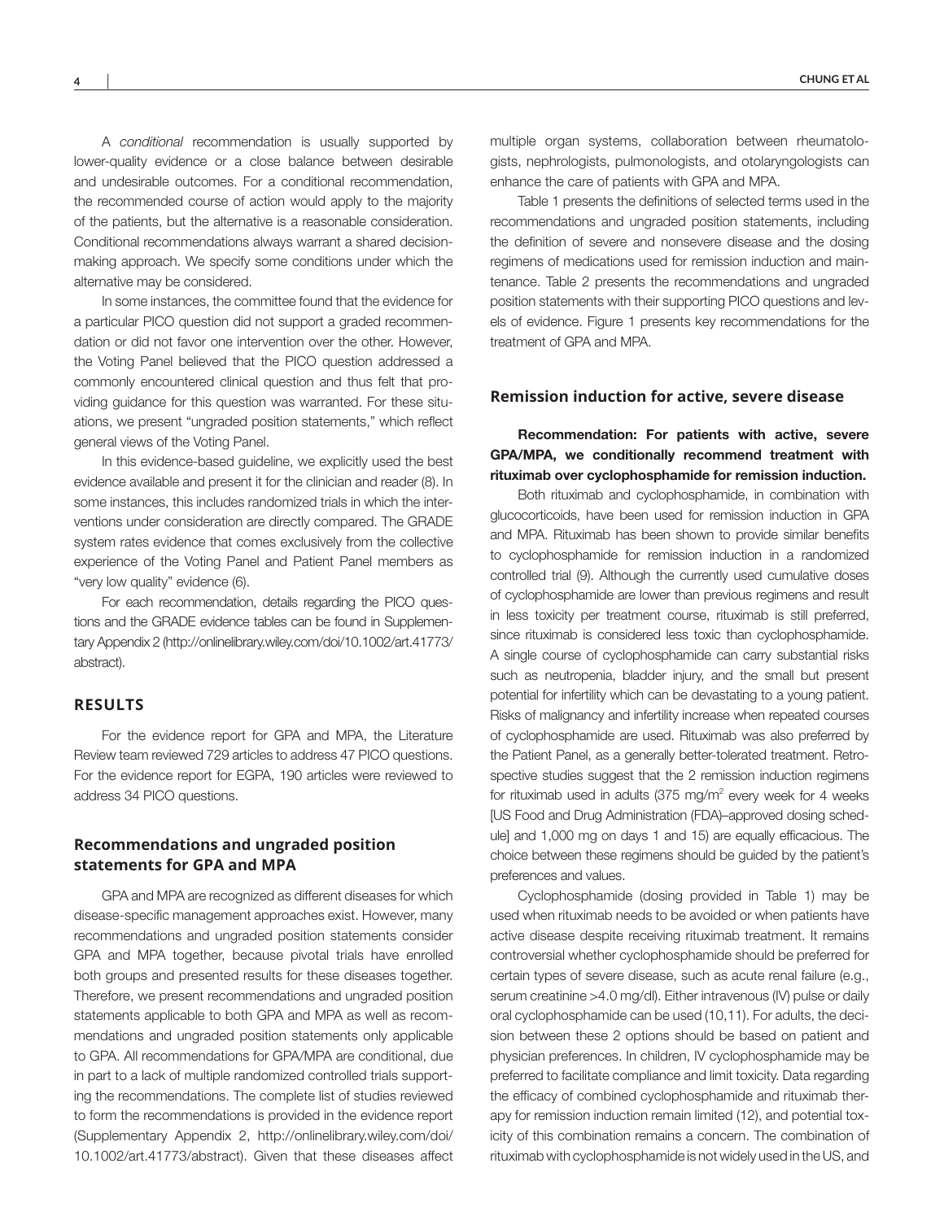A *conditional* recommendation is usually supported by lower-quality evidence or a close balance between desirable and undesirable outcomes. For a conditional recommendation, the recommended course of action would apply to the majority of the patients, but the alternative is a reasonable consideration. Conditional recommendations always warrant a shared decision-making approach. We specify some conditions under which the alternative may be considered.

In some instances, the committee found that the evidence for a particular PICO question did not support a graded recommendation or did not favor one intervention over the other. However, the Voting Panel believed that the PICO question addressed a commonly encountered clinical question and thus felt that providing guidance for this question was warranted. For these situations, we present "ungraded position statements," which reflect general views of the Voting Panel.

In this evidence-based guideline, we explicitly used the best evidence available and present it for the clinician and reader (8). In some instances, this includes randomized trials in which the interventions under consideration are directly compared. The GRADE system rates evidence that comes exclusively from the collective experience of the Voting Panel and Patient Panel members as "very low quality" evidence (6).

For each recommendation, details regarding the PICO questions and the GRADE evidence tables can be found in Supplementary Appendix 2 (http://onlinelibrary.wiley.com/doi/10.1002/art.41773/abstract).

## RESULTS

For the evidence report for GPA and MPA, the Literature Review team reviewed 729 articles to address 47 PICO questions. For the evidence report for EGPA, 190 articles were reviewed to address 34 PICO questions.

### Recommendations and ungraded position statements for GPA and MPA

GPA and MPA are recognized as different diseases for which disease-specific management approaches exist. However, many recommendations and ungraded position statements consider GPA and MPA together, because pivotal trials have enrolled both groups and presented results for these diseases together. Therefore, we present recommendations and ungraded position statements applicable to both GPA and MPA as well as recommendations and ungraded position statements only applicable to GPA. All recommendations for GPA/MPA are conditional, due in part to a lack of multiple randomized controlled trials supporting the recommendations. The complete list of studies reviewed to form the recommendations is provided in the evidence report (Supplementary Appendix 2, http://onlinelibrary.wiley.com/doi/10.1002/art.41773/abstract). Given that these diseases affect multiple organ systems, collaboration between rheumatologists, nephrologists, pulmonologists, and otolaryngologists can enhance the care of patients with GPA and MPA.

Table 1 presents the definitions of selected terms used in the recommendations and ungraded position statements, including the definition of severe and nonsevere disease and the dosing regimens of medications used for remission induction and maintenance. Table 2 presents the recommendations and ungraded position statements with their supporting PICO questions and levels of evidence. Figure 1 presents key recommendations for the treatment of GPA and MPA.

### Remission induction for active, severe disease

**Recommendation: For patients with active, severe GPA/MPA, we conditionally recommend treatment with rituximab over cyclophosphamide for remission induction.**

Both rituximab and cyclophosphamide, in combination with glucocorticoids, have been used for remission induction in GPA and MPA. Rituximab has been shown to provide similar benefits to cyclophosphamide for remission induction in a randomized controlled trial (9). Although the currently used cumulative doses of cyclophosphamide are lower than previous regimens and result in less toxicity per treatment course, rituximab is still preferred, since rituximab is considered less toxic than cyclophosphamide. A single course of cyclophosphamide can carry substantial risks such as neutropenia, bladder injury, and the small but present potential for infertility which can be devastating to a young patient. Risks of malignancy and infertility increase when repeated courses of cyclophosphamide are used. Rituximab was also preferred by the Patient Panel, as a generally better-tolerated treatment. Retrospective studies suggest that the 2 remission induction regimens for rituximab used in adults (375 mg/$m^2$ every week for 4 weeks [US Food and Drug Administration (FDA)–approved dosing schedule] and 1,000 mg on days 1 and 15) are equally efficacious. The choice between these regimens should be guided by the patient's preferences and values.

Cyclophosphamide (dosing provided in Table 1) may be used when rituximab needs to be avoided or when patients have active disease despite receiving rituximab treatment. It remains controversial whether cyclophosphamide should be preferred for certain types of severe disease, such as acute renal failure (e.g., serum creatinine >4.0 mg/dl). Either intravenous (IV) pulse or daily oral cyclophosphamide can be used (10,11). For adults, the decision between these 2 options should be based on patient and physician preferences. In children, IV cyclophosphamide may be preferred to facilitate compliance and limit toxicity. Data regarding the efficacy of combined cyclophosphamide and rituximab therapy for remission induction remain limited (12), and potential toxicity of this combination remains a concern. The combination of rituximab with cyclophosphamide is not widely used in the US, and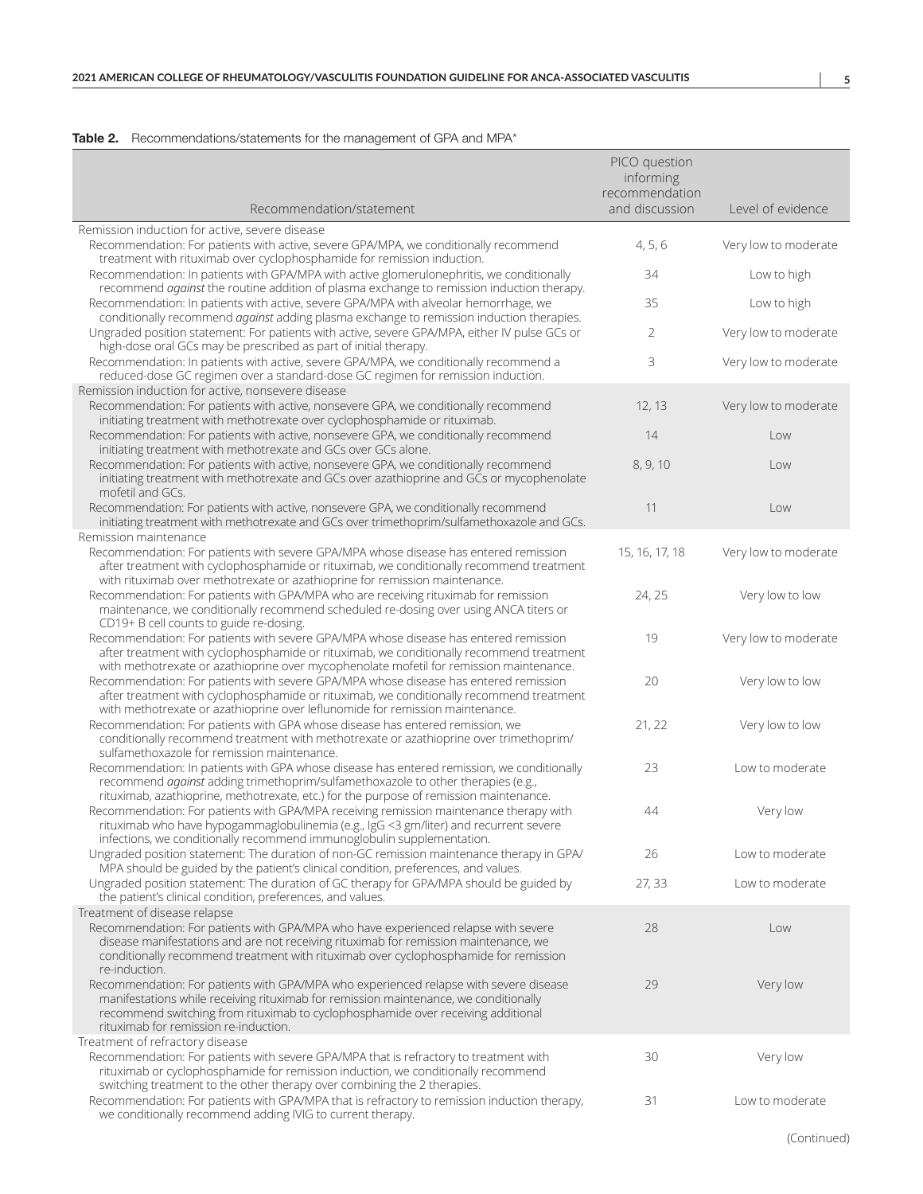**Table 2.** Recommendations/statements for the management of GPA and MPA*

| Recommendation/statement | PICO question informing recommendation and discussion | Level of evidence |
|---|---|---|
| Remission induction for active, severe disease | | |
| Recommendation: For patients with active, severe GPA/MPA, we conditionally recommend treatment with rituximab over cyclophosphamide for remission induction. | 4, 5, 6 | Very low to moderate |
| Recommendation: In patients with GPA/MPA with active glomerulonephritis, we conditionally recommend *against* the routine addition of plasma exchange to remission induction therapy. | 34 | Low to high |
| Recommendation: In patients with active, severe GPA/MPA with alveolar hemorrhage, we conditionally recommend *against* adding plasma exchange to remission induction therapies. | 35 | Low to high |
| Ungraded position statement: For patients with active, severe GPA/MPA, either IV pulse GCs or high-dose oral GCs may be prescribed as part of initial therapy. | 2 | Very low to moderate |
| Recommendation: In patients with active, severe GPA/MPA, we conditionally recommend a reduced-dose GC regimen over a standard-dose GC regimen for remission induction. | 3 | Very low to moderate |
| Remission induction for active, nonsevere disease | | |
| Recommendation: For patients with active, nonsevere GPA, we conditionally recommend initiating treatment with methotrexate over cyclophosphamide or rituximab. | 12, 13 | Very low to moderate |
| Recommendation: For patients with active, nonsevere GPA, we conditionally recommend initiating treatment with methotrexate and GCs over GCs alone. | 14 | Low |
| Recommendation: For patients with active, nonsevere GPA, we conditionally recommend initiating treatment with methotrexate and GCs over azathioprine and GCs or mycophenolate mofetil and GCs. | 8, 9, 10 | Low |
| Recommendation: For patients with active, nonsevere GPA, we conditionally recommend initiating treatment with methotrexate and GCs over trimethoprim/sulfamethoxazole and GCs. | 11 | Low |
| Remission maintenance | | |
| Recommendation: For patients with severe GPA/MPA whose disease has entered remission after treatment with cyclophosphamide or rituximab, we conditionally recommend treatment with rituximab over methotrexate or azathioprine for remission maintenance. | 15, 16, 17, 18 | Very low to moderate |
| Recommendation: For patients with GPA/MPA who are receiving rituximab for remission maintenance, we conditionally recommend scheduled re-dosing over using ANCA titers or CD19+ B cell counts to guide re-dosing. | 24, 25 | Very low to low |
| Recommendation: For patients with severe GPA/MPA whose disease has entered remission after treatment with cyclophosphamide or rituximab, we conditionally recommend treatment with methotrexate or azathioprine over mycophenolate mofetil for remission maintenance. | 19 | Very low to moderate |
| Recommendation: For patients with severe GPA/MPA whose disease has entered remission after treatment with cyclophosphamide or rituximab, we conditionally recommend treatment with methotrexate or azathioprine over leflunomide for remission maintenance. | 20 | Very low to low |
| Recommendation: For patients with GPA whose disease has entered remission, we conditionally recommend treatment with methotrexate or azathioprine over trimethoprim/sulfamethoxazole for remission maintenance. | 21, 22 | Very low to low |
| Recommendation: In patients with GPA whose disease has entered remission, we conditionally recommend *against* adding trimethoprim/sulfamethoxazole to other therapies (e.g., rituximab, azathioprine, methotrexate, etc.) for the purpose of remission maintenance. | 23 | Low to moderate |
| Recommendation: For patients with GPA/MPA receiving remission maintenance therapy with rituximab who have hypogammaglobulinemia (e.g., IgG <3 gm/liter) and recurrent severe infections, we conditionally recommend immunoglobulin supplementation. | 44 | Very low |
| Ungraded position statement: The duration of non-GC remission maintenance therapy in GPA/MPA should be guided by the patient's clinical condition, preferences, and values. | 26 | Low to moderate |
| Ungraded position statement: The duration of GC therapy for GPA/MPA should be guided by the patient's clinical condition, preferences, and values. | 27, 33 | Low to moderate |
| Treatment of disease relapse | | |
| Recommendation: For patients with GPA/MPA who have experienced relapse with severe disease manifestations and are not receiving rituximab for remission maintenance, we conditionally recommend treatment with rituximab over cyclophosphamide for remission re-induction. | 28 | Low |
| Recommendation: For patients with GPA/MPA who experienced relapse with severe disease manifestations while receiving rituximab for remission maintenance, we conditionally recommend switching from rituximab to cyclophosphamide over receiving additional rituximab for remission re-induction. | 29 | Very low |
| Treatment of refractory disease | | |
| Recommendation: For patients with severe GPA/MPA that is refractory to treatment with rituximab or cyclophosphamide for remission induction, we conditionally recommend switching treatment to the other therapy over combining the 2 therapies. | 30 | Very low |
| Recommendation: For patients with GPA/MPA that is refractory to remission induction therapy, we conditionally recommend adding IVIG to current therapy. | 31 | Low to moderate |

(Continued)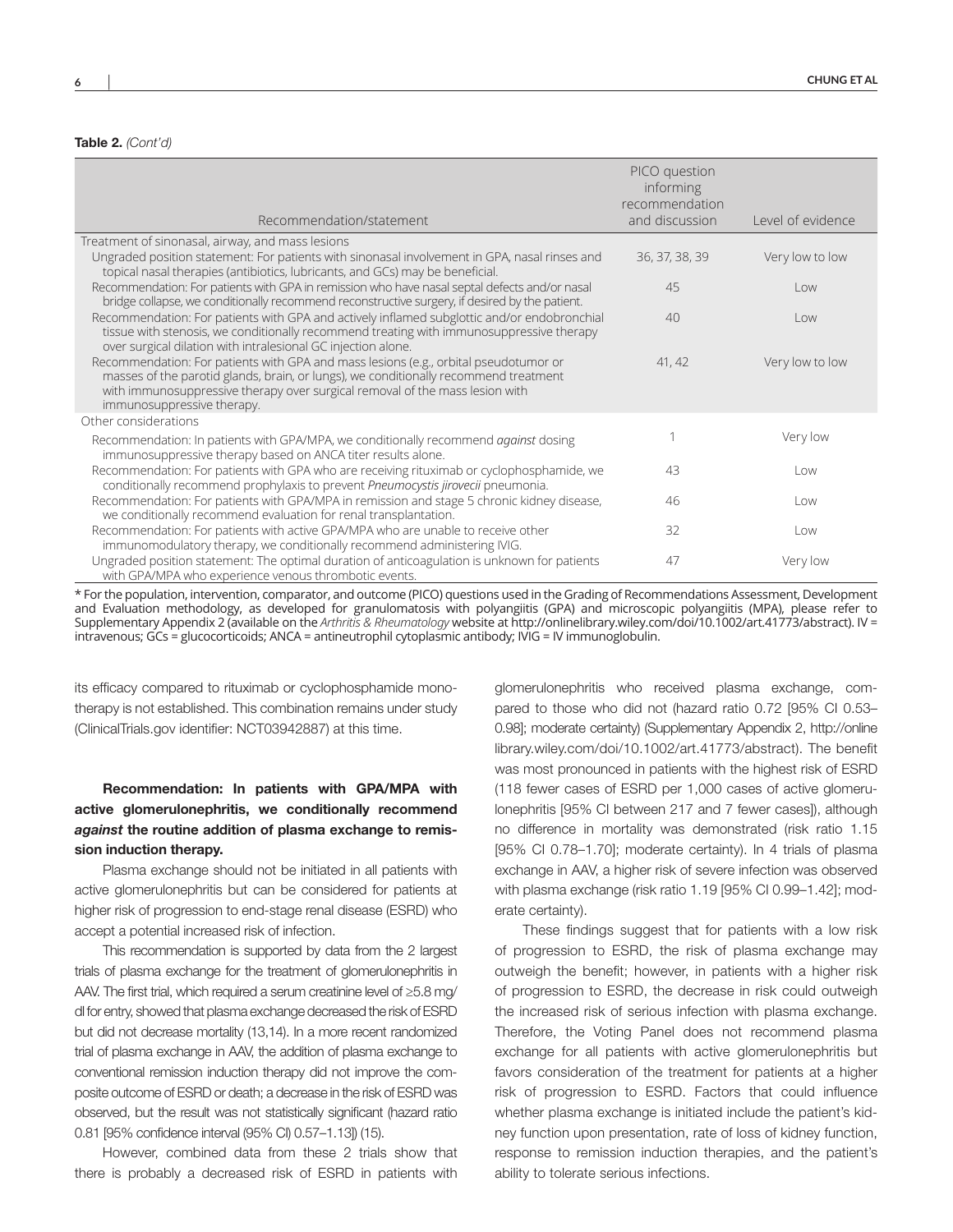**Table 2.** *(Cont'd)*

| Recommendation/statement | PICO question informing recommendation and discussion | Level of evidence |
|---|---|---|
| Treatment of sinonasal, airway, and mass lesions | | |
| Ungraded position statement: For patients with sinonasal involvement in GPA, nasal rinses and topical nasal therapies (antibiotics, lubricants, and GCs) may be beneficial. | 36, 37, 38, 39 | Very low to low |
| Recommendation: For patients with GPA in remission who have nasal septal defects and/or nasal bridge collapse, we conditionally recommend reconstructive surgery, if desired by the patient. | 45 | Low |
| Recommendation: For patients with GPA and actively inflamed subglottic and/or endobronchial tissue with stenosis, we conditionally recommend treating with immunosuppressive therapy over surgical dilation with intralesional GC injection alone. | 40 | Low |
| Recommendation: For patients with GPA and mass lesions (e.g., orbital pseudotumor or masses of the parotid glands, brain, or lungs), we conditionally recommend treatment with immunosuppressive therapy over surgical removal of the mass lesion with immunosuppressive therapy. | 41, 42 | Very low to low |
| Other considerations | | |
| Recommendation: In patients with GPA/MPA, we conditionally recommend *against* dosing immunosuppressive therapy based on ANCA titer results alone. | 1 | Very low |
| Recommendation: For patients with GPA who are receiving rituximab or cyclophosphamide, we conditionally recommend prophylaxis to prevent *Pneumocystis jirovecii* pneumonia. | 43 | Low |
| Recommendation: For patients with GPA/MPA in remission and stage 5 chronic kidney disease, we conditionally recommend evaluation for renal transplantation. | 46 | Low |
| Recommendation: For patients with active GPA/MPA who are unable to receive other immunomodulatory therapy, we conditionally recommend administering IVIG. | 32 | Low |
| Ungraded position statement: The optimal duration of anticoagulation is unknown for patients with GPA/MPA who experience venous thrombotic events. | 47 | Very low |

* For the population, intervention, comparator, and outcome (PICO) questions used in the Grading of Recommendations Assessment, Development and Evaluation methodology, as developed for granulomatosis with polyangiitis (GPA) and microscopic polyangiitis (MPA), please refer to Supplementary Appendix 2 (available on the *Arthritis & Rheumatology* website at http://onlinelibrary.wiley.com/doi/10.1002/art.41773/abstract). IV = intravenous; GCs = glucocorticoids; ANCA = antineutrophil cytoplasmic antibody; IVIG = IV immunoglobulin.

its efficacy compared to rituximab or cyclophosphamide monotherapy is not established. This combination remains under study (ClinicalTrials.gov identifier: NCT03942887) at this time.

**Recommendation: In patients with GPA/MPA with active glomerulonephritis, we conditionally recommend *against* the routine addition of plasma exchange to remission induction therapy.**

Plasma exchange should not be initiated in all patients with active glomerulonephritis but can be considered for patients at higher risk of progression to end-stage renal disease (ESRD) who accept a potential increased risk of infection.

This recommendation is supported by data from the 2 largest trials of plasma exchange for the treatment of glomerulonephritis in AAV. The first trial, which required a serum creatinine level of ≥5.8 mg/dl for entry, showed that plasma exchange decreased the risk of ESRD but did not decrease mortality (13,14). In a more recent randomized trial of plasma exchange in AAV, the addition of plasma exchange to conventional remission induction therapy did not improve the composite outcome of ESRD or death; a decrease in the risk of ESRD was observed, but the result was not statistically significant (hazard ratio 0.81 [95% confidence interval (95% CI) 0.57–1.13]) (15).

However, combined data from these 2 trials show that there is probably a decreased risk of ESRD in patients with glomerulonephritis who received plasma exchange, compared to those who did not (hazard ratio 0.72 [95% CI 0.53–0.98]; moderate certainty) (Supplementary Appendix 2, http://onlinelibrary.wiley.com/doi/10.1002/art.41773/abstract). The benefit was most pronounced in patients with the highest risk of ESRD (118 fewer cases of ESRD per 1,000 cases of active glomerulonephritis [95% CI between 217 and 7 fewer cases]), although no difference in mortality was demonstrated (risk ratio 1.15 [95% CI 0.78–1.70]; moderate certainty). In 4 trials of plasma exchange in AAV, a higher risk of severe infection was observed with plasma exchange (risk ratio 1.19 [95% CI 0.99–1.42]; moderate certainty).

These findings suggest that for patients with a low risk of progression to ESRD, the risk of plasma exchange may outweigh the benefit; however, in patients with a higher risk of progression to ESRD, the decrease in risk could outweigh the increased risk of serious infection with plasma exchange. Therefore, the Voting Panel does not recommend plasma exchange for all patients with active glomerulonephritis but favors consideration of the treatment for patients at a higher risk of progression to ESRD. Factors that could influence whether plasma exchange is initiated include the patient's kidney function upon presentation, rate of loss of kidney function, response to remission induction therapies, and the patient's ability to tolerate serious infections.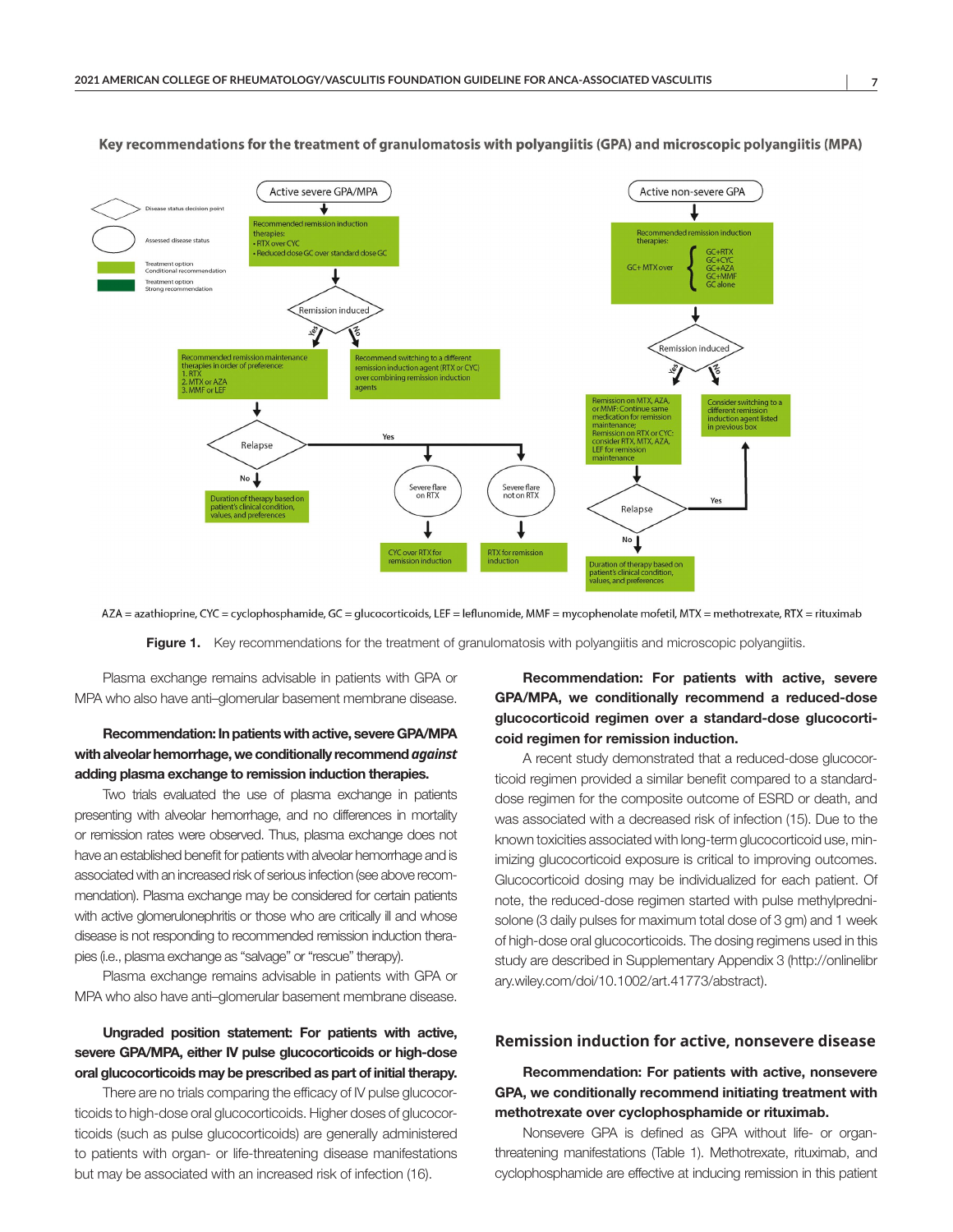**Key recommendations for the treatment of granulomatosis with polyangiitis (GPA) and microscopic polyangiitis (MPA)**

Legend:
- Disease status decision point
- Assessed disease status
- Treatment option – Conditional recommendation
- Treatment option – Strong recommendation

**Active severe GPA/MPA**

- Recommended remission induction therapies:
  - RTX over CYC
  - Reduced dose GC over standard dose GC
- Remission induced?
  - Yes: Recommended remission maintenance therapies in order of preference:
    1. RTX
    2. MTX or AZA
    3. MMF or LEF
  - No: Recommend switching to a different remission induction agent (RTX or CYC) over combining remission induction agents
- Relapse?
  - No: Duration of therapy based on patient's clinical condition, values, and preferences
  - Yes:
    - Severe flare on RTX: CYC over RTX for remission induction
    - Severe flare not on RTX: RTX for remission induction

**Active non-severe GPA**

- Recommended remission induction therapies: GC+ MTX over GC+RTX, GC+CYC, GC+AZA, GC+MMF, GC alone
- Remission induced?
  - Yes: Remission on MTX, AZA, or MMF: Continue same medication for remission maintenance; Remission on RTX or CYC: consider RTX, MTX, AZA, LEF for remission maintenance
  - No: Consider switching to a different remission induction agent listed in previous box
- Relapse?
  - Yes: Consider switching to a different remission induction agent listed in previous box
  - No: Duration of therapy based on patient's clinical condition, values, and preferences

AZA = azathioprine, CYC = cyclophosphamide, GC = glucocorticoids, LEF = leflunomide, MMF = mycophenolate mofetil, MTX = methotrexate, RTX = rituximab

**Figure 1.** Key recommendations for the treatment of granulomatosis with polyangiitis and microscopic polyangiitis.

Plasma exchange remains advisable in patients with GPA or MPA who also have anti–glomerular basement membrane disease.

**Recommendation: In patients with active, severe GPA/MPA with alveolar hemorrhage, we conditionally recommend *against* adding plasma exchange to remission induction therapies.**

Two trials evaluated the use of plasma exchange in patients presenting with alveolar hemorrhage, and no differences in mortality or remission rates were observed. Thus, plasma exchange does not have an established benefit for patients with alveolar hemorrhage and is associated with an increased risk of serious infection (see above recommendation). Plasma exchange may be considered for certain patients with active glomerulonephritis or those who are critically ill and whose disease is not responding to recommended remission induction therapies (i.e., plasma exchange as "salvage" or "rescue" therapy).

Plasma exchange remains advisable in patients with GPA or MPA who also have anti–glomerular basement membrane disease.

**Ungraded position statement: For patients with active, severe GPA/MPA, either IV pulse glucocorticoids or high-dose oral glucocorticoids may be prescribed as part of initial therapy.**

There are no trials comparing the efficacy of IV pulse glucocorticoids to high-dose oral glucocorticoids. Higher doses of glucocorticoids (such as pulse glucocorticoids) are generally administered to patients with organ- or life-threatening disease manifestations but may be associated with an increased risk of infection (16).

**Recommendation: For patients with active, severe GPA/MPA, we conditionally recommend a reduced-dose glucocorticoid regimen over a standard-dose glucocorticoid regimen for remission induction.**

A recent study demonstrated that a reduced-dose glucocorticoid regimen provided a similar benefit compared to a standard-dose regimen for the composite outcome of ESRD or death, and was associated with a decreased risk of infection (15). Due to the known toxicities associated with long-term glucocorticoid use, minimizing glucocorticoid exposure is critical to improving outcomes. Glucocorticoid dosing may be individualized for each patient. Of note, the reduced-dose regimen started with pulse methylprednisolone (3 daily pulses for maximum total dose of 3 gm) and 1 week of high-dose oral glucocorticoids. The dosing regimens used in this study are described in Supplementary Appendix 3 (http://onlinelibrary.wiley.com/doi/10.1002/art.41773/abstract).

## Remission induction for active, nonsevere disease

**Recommendation: For patients with active, nonsevere GPA, we conditionally recommend initiating treatment with methotrexate over cyclophosphamide or rituximab.**

Nonsevere GPA is defined as GPA without life- or organ-threatening manifestations (Table 1). Methotrexate, rituximab, and cyclophosphamide are effective at inducing remission in this patient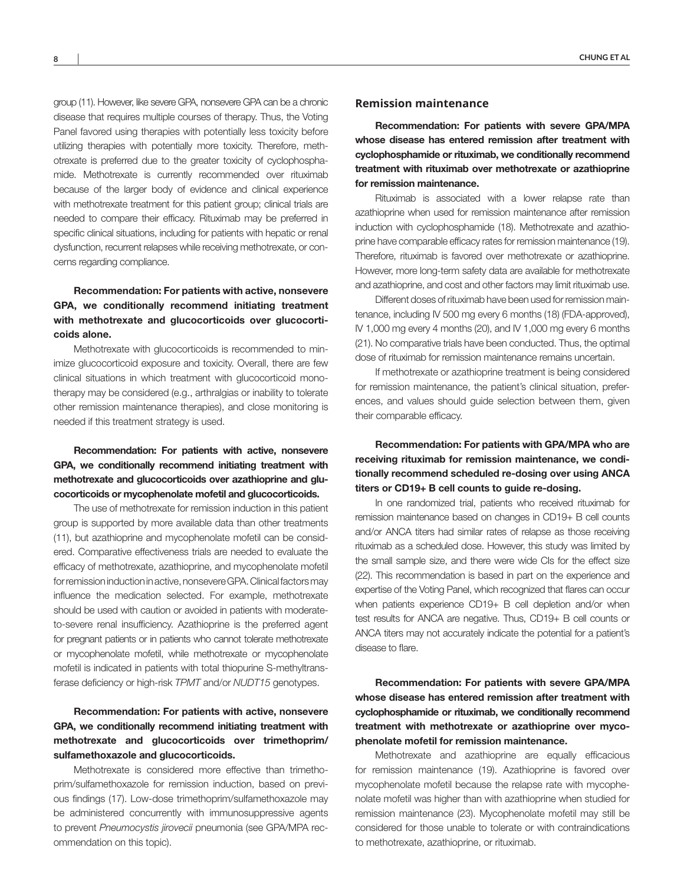group (11). However, like severe GPA, nonsevere GPA can be a chronic disease that requires multiple courses of therapy. Thus, the Voting Panel favored using therapies with potentially less toxicity before utilizing therapies with potentially more toxicity. Therefore, methotrexate is preferred due to the greater toxicity of cyclophosphamide. Methotrexate is currently recommended over rituximab because of the larger body of evidence and clinical experience with methotrexate treatment for this patient group; clinical trials are needed to compare their efficacy. Rituximab may be preferred in specific clinical situations, including for patients with hepatic or renal dysfunction, recurrent relapses while receiving methotrexate, or concerns regarding compliance.

**Recommendation: For patients with active, nonsevere GPA, we conditionally recommend initiating treatment with methotrexate and glucocorticoids over glucocorticoids alone.**

Methotrexate with glucocorticoids is recommended to minimize glucocorticoid exposure and toxicity. Overall, there are few clinical situations in which treatment with glucocorticoid monotherapy may be considered (e.g., arthralgias or inability to tolerate other remission maintenance therapies), and close monitoring is needed if this treatment strategy is used.

**Recommendation: For patients with active, nonsevere GPA, we conditionally recommend initiating treatment with methotrexate and glucocorticoids over azathioprine and glucocorticoids or mycophenolate mofetil and glucocorticoids.**

The use of methotrexate for remission induction in this patient group is supported by more available data than other treatments (11), but azathioprine and mycophenolate mofetil can be considered. Comparative effectiveness trials are needed to evaluate the efficacy of methotrexate, azathioprine, and mycophenolate mofetil for remission induction in active, nonsevere GPA. Clinical factors may influence the medication selected. For example, methotrexate should be used with caution or avoided in patients with moderate-to-severe renal insufficiency. Azathioprine is the preferred agent for pregnant patients or in patients who cannot tolerate methotrexate or mycophenolate mofetil, while methotrexate or mycophenolate mofetil is indicated in patients with total thiopurine S-methyltransferase deficiency or high-risk *TPMT* and/or *NUDT15* genotypes.

**Recommendation: For patients with active, nonsevere GPA, we conditionally recommend initiating treatment with methotrexate and glucocorticoids over trimethoprim/sulfamethoxazole and glucocorticoids.**

Methotrexate is considered more effective than trimethoprim/sulfamethoxazole for remission induction, based on previous findings (17). Low-dose trimethoprim/sulfamethoxazole may be administered concurrently with immunosuppressive agents to prevent *Pneumocystis jirovecii* pneumonia (see GPA/MPA recommendation on this topic).

## Remission maintenance

**Recommendation: For patients with severe GPA/MPA whose disease has entered remission after treatment with cyclophosphamide or rituximab, we conditionally recommend treatment with rituximab over methotrexate or azathioprine for remission maintenance.**

Rituximab is associated with a lower relapse rate than azathioprine when used for remission maintenance after remission induction with cyclophosphamide (18). Methotrexate and azathioprine have comparable efficacy rates for remission maintenance (19). Therefore, rituximab is favored over methotrexate or azathioprine. However, more long-term safety data are available for methotrexate and azathioprine, and cost and other factors may limit rituximab use.

Different doses of rituximab have been used for remission maintenance, including IV 500 mg every 6 months (18) (FDA-approved), IV 1,000 mg every 4 months (20), and IV 1,000 mg every 6 months (21). No comparative trials have been conducted. Thus, the optimal dose of rituximab for remission maintenance remains uncertain.

If methotrexate or azathioprine treatment is being considered for remission maintenance, the patient's clinical situation, preferences, and values should guide selection between them, given their comparable efficacy.

**Recommendation: For patients with GPA/MPA who are receiving rituximab for remission maintenance, we conditionally recommend scheduled re-dosing over using ANCA titers or CD19+ B cell counts to guide re-dosing.**

In one randomized trial, patients who received rituximab for remission maintenance based on changes in CD19+ B cell counts and/or ANCA titers had similar rates of relapse as those receiving rituximab as a scheduled dose. However, this study was limited by the small sample size, and there were wide CIs for the effect size (22). This recommendation is based in part on the experience and expertise of the Voting Panel, which recognized that flares can occur when patients experience CD19+ B cell depletion and/or when test results for ANCA are negative. Thus, CD19+ B cell counts or ANCA titers may not accurately indicate the potential for a patient's disease to flare.

**Recommendation: For patients with severe GPA/MPA whose disease has entered remission after treatment with cyclophosphamide or rituximab, we conditionally recommend treatment with methotrexate or azathioprine over mycophenolate mofetil for remission maintenance.**

Methotrexate and azathioprine are equally efficacious for remission maintenance (19). Azathioprine is favored over mycophenolate mofetil because the relapse rate with mycophenolate mofetil was higher than with azathioprine when studied for remission maintenance (23). Mycophenolate mofetil may still be considered for those unable to tolerate or with contraindications to methotrexate, azathioprine, or rituximab.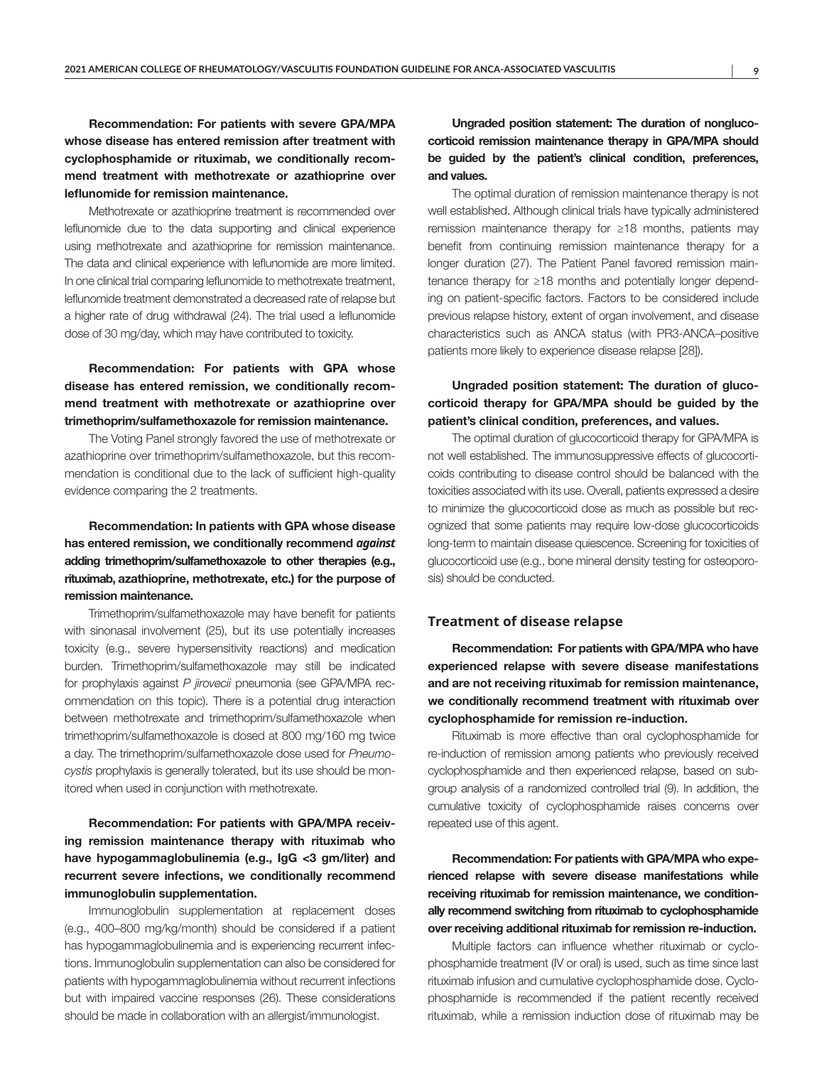**Recommendation: For patients with severe GPA/MPA whose disease has entered remission after treatment with cyclophosphamide or rituximab, we conditionally recommend treatment with methotrexate or azathioprine over leflunomide for remission maintenance.**

Methotrexate or azathioprine treatment is recommended over leflunomide due to the data supporting and clinical experience using methotrexate and azathioprine for remission maintenance. The data and clinical experience with leflunomide are more limited. In one clinical trial comparing leflunomide to methotrexate treatment, leflunomide treatment demonstrated a decreased rate of relapse but a higher rate of drug withdrawal (24). The trial used a leflunomide dose of 30 mg/day, which may have contributed to toxicity.

**Recommendation: For patients with GPA whose disease has entered remission, we conditionally recommend treatment with methotrexate or azathioprine over trimethoprim/sulfamethoxazole for remission maintenance.**

The Voting Panel strongly favored the use of methotrexate or azathioprine over trimethoprim/sulfamethoxazole, but this recommendation is conditional due to the lack of sufficient high-quality evidence comparing the 2 treatments.

**Recommendation: In patients with GPA whose disease has entered remission, we conditionally recommend *against* adding trimethoprim/sulfamethoxazole to other therapies (e.g., rituximab, azathioprine, methotrexate, etc.) for the purpose of remission maintenance.**

Trimethoprim/sulfamethoxazole may have benefit for patients with sinonasal involvement (25), but its use potentially increases toxicity (e.g., severe hypersensitivity reactions) and medication burden. Trimethoprim/sulfamethoxazole may still be indicated for prophylaxis against *P jirovecii* pneumonia (see GPA/MPA recommendation on this topic). There is a potential drug interaction between methotrexate and trimethoprim/sulfamethoxazole when trimethoprim/sulfamethoxazole is dosed at 800 mg/160 mg twice a day. The trimethoprim/sulfamethoxazole dose used for *Pneumocystis* prophylaxis is generally tolerated, but its use should be monitored when used in conjunction with methotrexate.

**Recommendation: For patients with GPA/MPA receiving remission maintenance therapy with rituximab who have hypogammaglobulinemia (e.g., IgG <3 gm/liter) and recurrent severe infections, we conditionally recommend immunoglobulin supplementation.**

Immunoglobulin supplementation at replacement doses (e.g., 400–800 mg/kg/month) should be considered if a patient has hypogammaglobulinemia and is experiencing recurrent infections. Immunoglobulin supplementation can also be considered for patients with hypogammaglobulinemia without recurrent infections but with impaired vaccine responses (26). These considerations should be made in collaboration with an allergist/immunologist.

**Ungraded position statement: The duration of nonglucocorticoid remission maintenance therapy in GPA/MPA should be guided by the patient's clinical condition, preferences, and values.**

The optimal duration of remission maintenance therapy is not well established. Although clinical trials have typically administered remission maintenance therapy for ≥18 months, patients may benefit from continuing remission maintenance therapy for a longer duration (27). The Patient Panel favored remission maintenance therapy for ≥18 months and potentially longer depending on patient-specific factors. Factors to be considered include previous relapse history, extent of organ involvement, and disease characteristics such as ANCA status (with PR3-ANCA–positive patients more likely to experience disease relapse [28]).

**Ungraded position statement: The duration of glucocorticoid therapy for GPA/MPA should be guided by the patient's clinical condition, preferences, and values.**

The optimal duration of glucocorticoid therapy for GPA/MPA is not well established. The immunosuppressive effects of glucocorticoids contributing to disease control should be balanced with the toxicities associated with its use. Overall, patients expressed a desire to minimize the glucocorticoid dose as much as possible but recognized that some patients may require low-dose glucocorticoids long-term to maintain disease quiescence. Screening for toxicities of glucocorticoid use (e.g., bone mineral density testing for osteoporosis) should be conducted.

## Treatment of disease relapse

**Recommendation: For patients with GPA/MPA who have experienced relapse with severe disease manifestations and are not receiving rituximab for remission maintenance, we conditionally recommend treatment with rituximab over cyclophosphamide for remission re-induction.**

Rituximab is more effective than oral cyclophosphamide for re-induction of remission among patients who previously received cyclophosphamide and then experienced relapse, based on subgroup analysis of a randomized controlled trial (9). In addition, the cumulative toxicity of cyclophosphamide raises concerns over repeated use of this agent.

**Recommendation: For patients with GPA/MPA who experienced relapse with severe disease manifestations while receiving rituximab for remission maintenance, we conditionally recommend switching from rituximab to cyclophosphamide over receiving additional rituximab for remission re-induction.**

Multiple factors can influence whether rituximab or cyclophosphamide treatment (IV or oral) is used, such as time since last rituximab infusion and cumulative cyclophosphamide dose. Cyclophosphamide is recommended if the patient recently received rituximab, while a remission induction dose of rituximab may be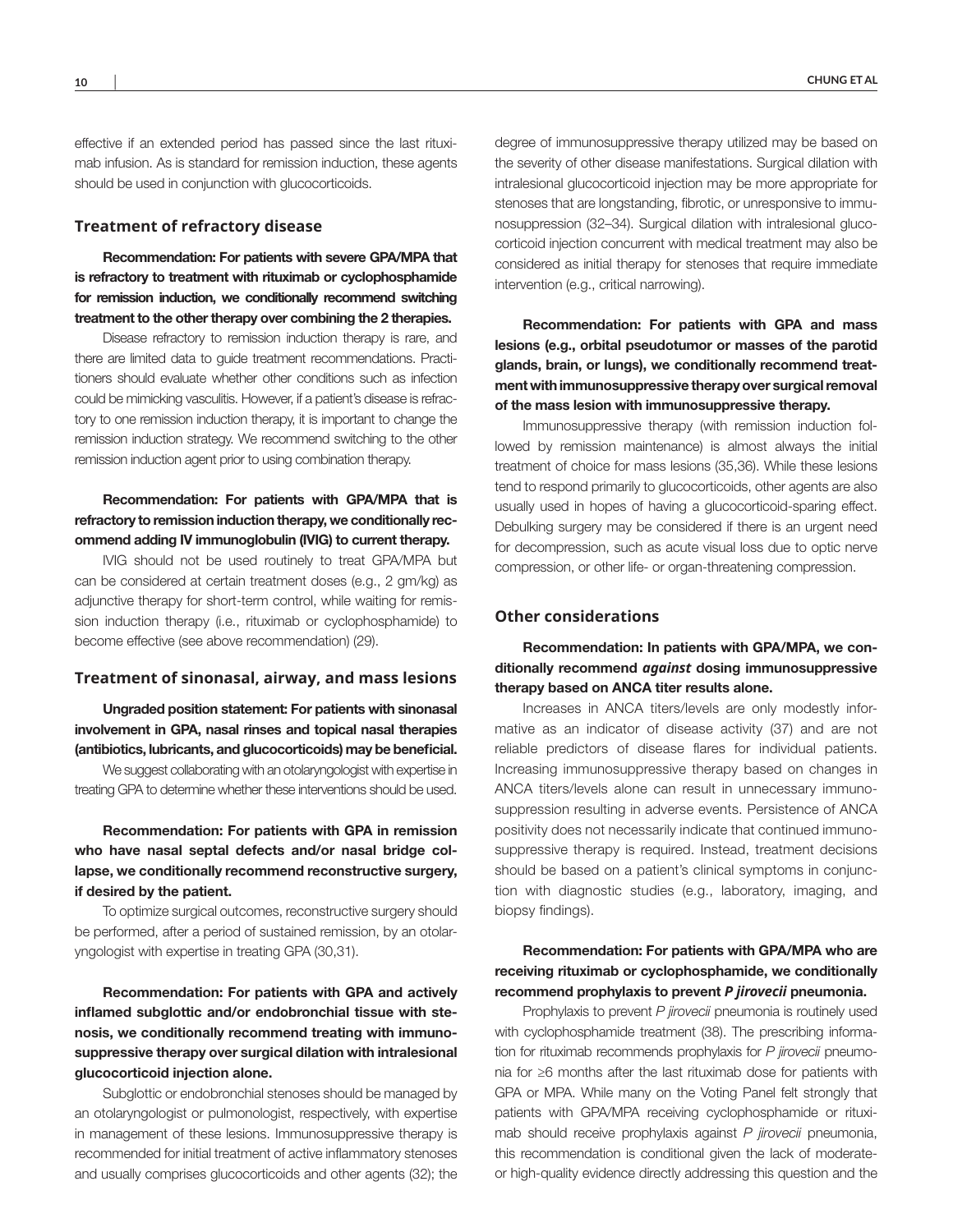effective if an extended period has passed since the last rituximab infusion. As is standard for remission induction, these agents should be used in conjunction with glucocorticoids.

## Treatment of refractory disease

**Recommendation: For patients with severe GPA/MPA that is refractory to treatment with rituximab or cyclophosphamide for remission induction, we conditionally recommend switching treatment to the other therapy over combining the 2 therapies.**

Disease refractory to remission induction therapy is rare, and there are limited data to guide treatment recommendations. Practitioners should evaluate whether other conditions such as infection could be mimicking vasculitis. However, if a patient's disease is refractory to one remission induction therapy, it is important to change the remission induction strategy. We recommend switching to the other remission induction agent prior to using combination therapy.

**Recommendation: For patients with GPA/MPA that is refractory to remission induction therapy, we conditionally recommend adding IV immunoglobulin (IVIG) to current therapy.**

IVIG should not be used routinely to treat GPA/MPA but can be considered at certain treatment doses (e.g., 2 gm/kg) as adjunctive therapy for short-term control, while waiting for remission induction therapy (i.e., rituximab or cyclophosphamide) to become effective (see above recommendation) (29).

## Treatment of sinonasal, airway, and mass lesions

**Ungraded position statement: For patients with sinonasal involvement in GPA, nasal rinses and topical nasal therapies (antibiotics, lubricants, and glucocorticoids) may be beneficial.**

We suggest collaborating with an otolaryngologist with expertise in treating GPA to determine whether these interventions should be used.

**Recommendation: For patients with GPA in remission who have nasal septal defects and/or nasal bridge collapse, we conditionally recommend reconstructive surgery, if desired by the patient.**

To optimize surgical outcomes, reconstructive surgery should be performed, after a period of sustained remission, by an otolaryngologist with expertise in treating GPA (30,31).

**Recommendation: For patients with GPA and actively inflamed subglottic and/or endobronchial tissue with stenosis, we conditionally recommend treating with immunosuppressive therapy over surgical dilation with intralesional glucocorticoid injection alone.**

Subglottic or endobronchial stenoses should be managed by an otolaryngologist or pulmonologist, respectively, with expertise in management of these lesions. Immunosuppressive therapy is recommended for initial treatment of active inflammatory stenoses and usually comprises glucocorticoids and other agents (32); the degree of immunosuppressive therapy utilized may be based on the severity of other disease manifestations. Surgical dilation with intralesional glucocorticoid injection may be more appropriate for stenoses that are longstanding, fibrotic, or unresponsive to immunosuppression (32–34). Surgical dilation with intralesional glucocorticoid injection concurrent with medical treatment may also be considered as initial therapy for stenoses that require immediate intervention (e.g., critical narrowing).

**Recommendation: For patients with GPA and mass lesions (e.g., orbital pseudotumor or masses of the parotid glands, brain, or lungs), we conditionally recommend treatment with immunosuppressive therapy over surgical removal of the mass lesion with immunosuppressive therapy.**

Immunosuppressive therapy (with remission induction followed by remission maintenance) is almost always the initial treatment of choice for mass lesions (35,36). While these lesions tend to respond primarily to glucocorticoids, other agents are also usually used in hopes of having a glucocorticoid-sparing effect. Debulking surgery may be considered if there is an urgent need for decompression, such as acute visual loss due to optic nerve compression, or other life- or organ-threatening compression.

## Other considerations

**Recommendation: In patients with GPA/MPA, we conditionally recommend *against* dosing immunosuppressive therapy based on ANCA titer results alone.**

Increases in ANCA titers/levels are only modestly informative as an indicator of disease activity (37) and are not reliable predictors of disease flares for individual patients. Increasing immunosuppressive therapy based on changes in ANCA titers/levels alone can result in unnecessary immunosuppression resulting in adverse events. Persistence of ANCA positivity does not necessarily indicate that continued immunosuppressive therapy is required. Instead, treatment decisions should be based on a patient's clinical symptoms in conjunction with diagnostic studies (e.g., laboratory, imaging, and biopsy findings).

**Recommendation: For patients with GPA/MPA who are receiving rituximab or cyclophosphamide, we conditionally recommend prophylaxis to prevent *P jirovecii* pneumonia.**

Prophylaxis to prevent *P jirovecii* pneumonia is routinely used with cyclophosphamide treatment (38). The prescribing information for rituximab recommends prophylaxis for *P jirovecii* pneumonia for ≥6 months after the last rituximab dose for patients with GPA or MPA. While many on the Voting Panel felt strongly that patients with GPA/MPA receiving cyclophosphamide or rituximab should receive prophylaxis against *P jirovecii* pneumonia, this recommendation is conditional given the lack of moderate- or high-quality evidence directly addressing this question and the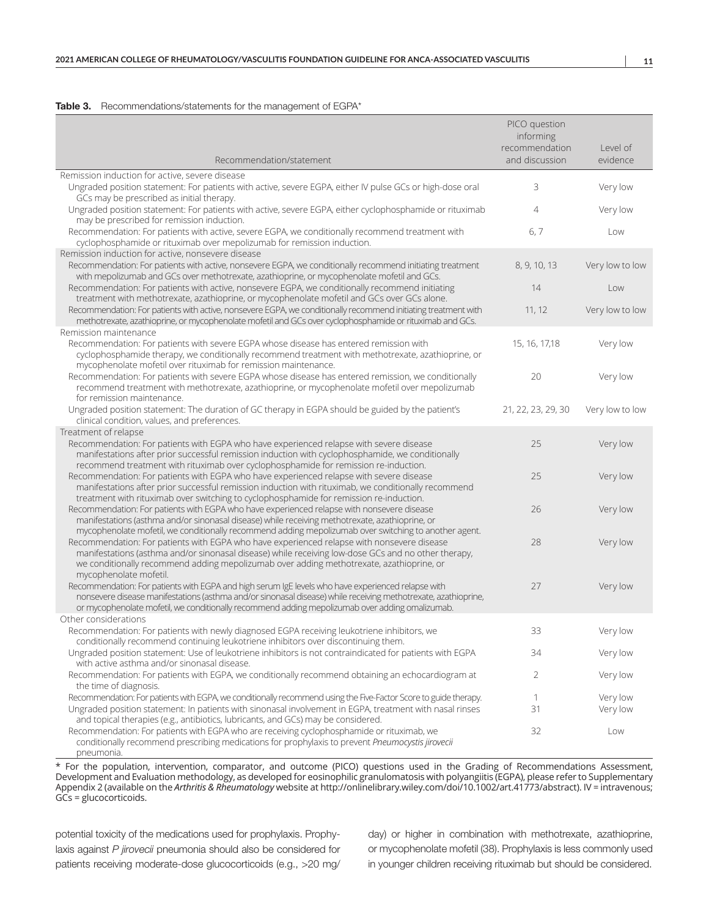**Table 3.** Recommendations/statements for the management of EGPA*

| Recommendation/statement | PICO question informing recommendation and discussion | Level of evidence |
|---|---|---|
| Remission induction for active, severe disease | | |
| Ungraded position statement: For patients with active, severe EGPA, either IV pulse GCs or high-dose oral GCs may be prescribed as initial therapy. | 3 | Very low |
| Ungraded position statement: For patients with active, severe EGPA, either cyclophosphamide or rituximab may be prescribed for remission induction. | 4 | Very low |
| Recommendation: For patients with active, severe EGPA, we conditionally recommend treatment with cyclophosphamide or rituximab over mepolizumab for remission induction. | 6, 7 | Low |
| Remission induction for active, nonsevere disease | | |
| Recommendation: For patients with active, nonsevere EGPA, we conditionally recommend initiating treatment with mepolizumab and GCs over methotrexate, azathioprine, or mycophenolate mofetil and GCs. | 8, 9, 10, 13 | Very low to low |
| Recommendation: For patients with active, nonsevere EGPA, we conditionally recommend initiating treatment with methotrexate, azathioprine, or mycophenolate mofetil and GCs over GCs alone. | 14 | Low |
| Recommendation: For patients with active, nonsevere EGPA, we conditionally recommend initiating treatment with methotrexate, azathioprine, or mycophenolate mofetil and GCs over cyclophosphamide or rituximab and GCs. | 11, 12 | Very low to low |
| Remission maintenance | | |
| Recommendation: For patients with severe EGPA whose disease has entered remission with cyclophosphamide therapy, we conditionally recommend treatment with methotrexate, azathioprine, or mycophenolate mofetil over rituximab for remission maintenance. | 15, 16, 17,18 | Very low |
| Recommendation: For patients with severe EGPA whose disease has entered remission, we conditionally recommend treatment with methotrexate, azathioprine, or mycophenolate mofetil over mepolizumab for remission maintenance. | 20 | Very low |
| Ungraded position statement: The duration of GC therapy in EGPA should be guided by the patient's clinical condition, values, and preferences. | 21, 22, 23, 29, 30 | Very low to low |
| Treatment of relapse | | |
| Recommendation: For patients with EGPA who have experienced relapse with severe disease manifestations after prior successful remission induction with cyclophosphamide, we conditionally recommend treatment with rituximab over cyclophosphamide for remission re-induction. | 25 | Very low |
| Recommendation: For patients with EGPA who have experienced relapse with severe disease manifestations after prior successful remission induction with rituximab, we conditionally recommend treatment with rituximab over switching to cyclophosphamide for remission re-induction. | 25 | Very low |
| Recommendation: For patients with EGPA who have experienced relapse with nonsevere disease manifestations (asthma and/or sinonasal disease) while receiving methotrexate, azathioprine, or mycophenolate mofetil, we conditionally recommend adding mepolizumab over switching to another agent. | 26 | Very low |
| Recommendation: For patients with EGPA who have experienced relapse with nonsevere disease manifestations (asthma and/or sinonasal disease) while receiving low-dose GCs and no other therapy, we conditionally recommend adding mepolizumab over adding methotrexate, azathioprine, or mycophenolate mofetil. | 28 | Very low |
| Recommendation: For patients with EGPA and high serum IgE levels who have experienced relapse with nonsevere disease manifestations (asthma and/or sinonasal disease) while receiving methotrexate, azathioprine, or mycophenolate mofetil, we conditionally recommend adding mepolizumab over adding omalizumab. | 27 | Very low |
| Other considerations | | |
| Recommendation: For patients with newly diagnosed EGPA receiving leukotriene inhibitors, we conditionally recommend continuing leukotriene inhibitors over discontinuing them. | 33 | Very low |
| Ungraded position statement: Use of leukotriene inhibitors is not contraindicated for patients with EGPA with active asthma and/or sinonasal disease. | 34 | Very low |
| Recommendation: For patients with EGPA, we conditionally recommend obtaining an echocardiogram at the time of diagnosis. | 2 | Very low |
| Recommendation: For patients with EGPA, we conditionally recommend using the Five-Factor Score to guide therapy. | 1 | Very low |
| Ungraded position statement: In patients with sinonasal involvement in EGPA, treatment with nasal rinses and topical therapies (e.g., antibiotics, lubricants, and GCs) may be considered. | 31 | Very low |
| Recommendation: For patients with EGPA who are receiving cyclophosphamide or rituximab, we conditionally recommend prescribing medications for prophylaxis to prevent *Pneumocystis jirovecii* pneumonia. | 32 | Low |

\* For the population, intervention, comparator, and outcome (PICO) questions used in the Grading of Recommendations Assessment, Development and Evaluation methodology, as developed for eosinophilic granulomatosis with polyangiitis (EGPA), please refer to Supplementary Appendix 2 (available on the *Arthritis & Rheumatology* website at http://onlinelibrary.wiley.com/doi/10.1002/art.41773/abstract). IV = intravenous; GCs = glucocorticoids.

potential toxicity of the medications used for prophylaxis. Prophylaxis against *P jirovecii* pneumonia should also be considered for patients receiving moderate-dose glucocorticoids (e.g., >20 mg/day) or higher in combination with methotrexate, azathioprine, or mycophenolate mofetil (38). Prophylaxis is less commonly used in younger children receiving rituximab but should be considered.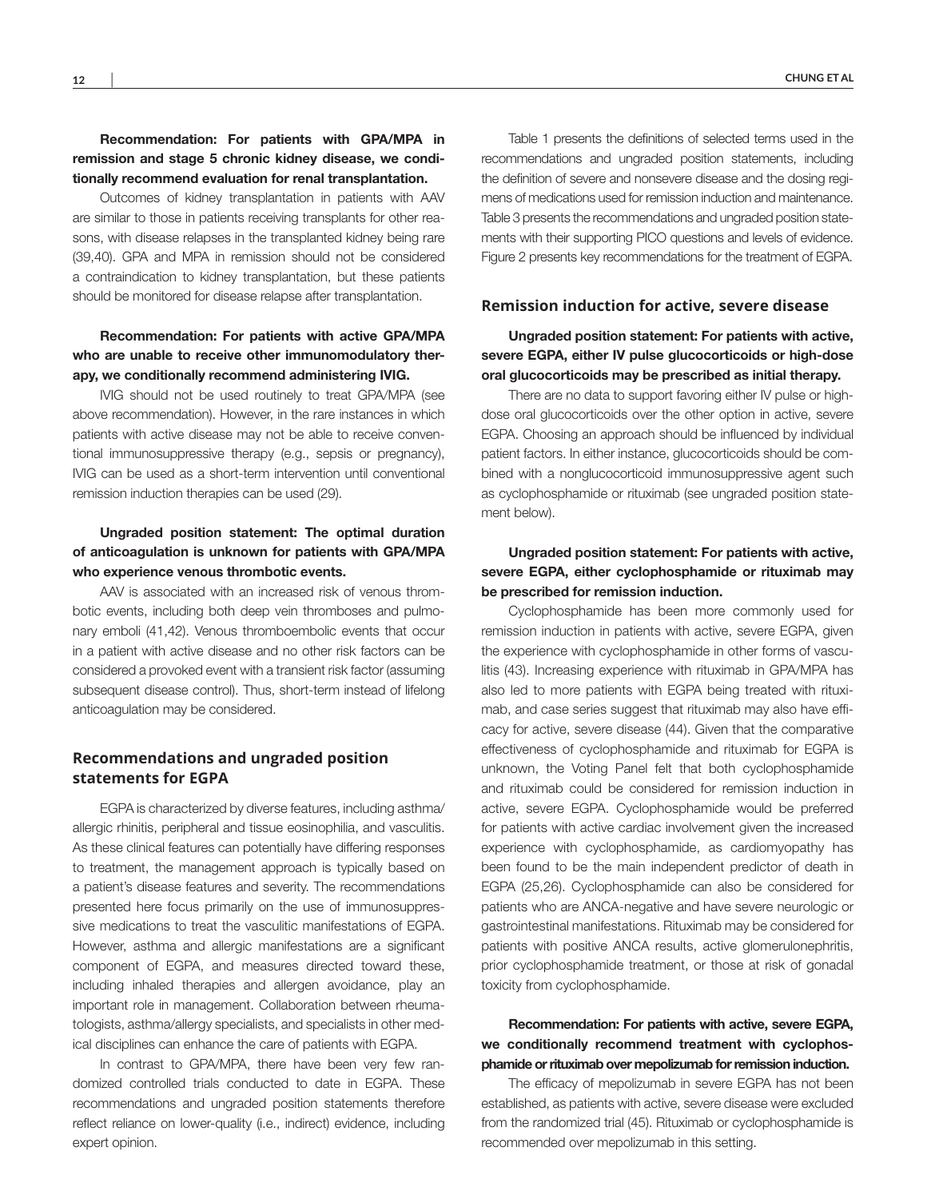**Recommendation: For patients with GPA/MPA in remission and stage 5 chronic kidney disease, we conditionally recommend evaluation for renal transplantation.**

Outcomes of kidney transplantation in patients with AAV are similar to those in patients receiving transplants for other reasons, with disease relapses in the transplanted kidney being rare (39,40). GPA and MPA in remission should not be considered a contraindication to kidney transplantation, but these patients should be monitored for disease relapse after transplantation.

**Recommendation: For patients with active GPA/MPA who are unable to receive other immunomodulatory therapy, we conditionally recommend administering IVIG.**

IVIG should not be used routinely to treat GPA/MPA (see above recommendation). However, in the rare instances in which patients with active disease may not be able to receive conventional immunosuppressive therapy (e.g., sepsis or pregnancy), IVIG can be used as a short-term intervention until conventional remission induction therapies can be used (29).

**Ungraded position statement: The optimal duration of anticoagulation is unknown for patients with GPA/MPA who experience venous thrombotic events.**

AAV is associated with an increased risk of venous thrombotic events, including both deep vein thromboses and pulmonary emboli (41,42). Venous thromboembolic events that occur in a patient with active disease and no other risk factors can be considered a provoked event with a transient risk factor (assuming subsequent disease control). Thus, short-term instead of lifelong anticoagulation may be considered.

## Recommendations and ungraded position statements for EGPA

EGPA is characterized by diverse features, including asthma/allergic rhinitis, peripheral and tissue eosinophilia, and vasculitis. As these clinical features can potentially have differing responses to treatment, the management approach is typically based on a patient's disease features and severity. The recommendations presented here focus primarily on the use of immunosuppressive medications to treat the vasculitic manifestations of EGPA. However, asthma and allergic manifestations are a significant component of EGPA, and measures directed toward these, including inhaled therapies and allergen avoidance, play an important role in management. Collaboration between rheumatologists, asthma/allergy specialists, and specialists in other medical disciplines can enhance the care of patients with EGPA.

In contrast to GPA/MPA, there have been very few randomized controlled trials conducted to date in EGPA. These recommendations and ungraded position statements therefore reflect reliance on lower-quality (i.e., indirect) evidence, including expert opinion.

Table 1 presents the definitions of selected terms used in the recommendations and ungraded position statements, including the definition of severe and nonsevere disease and the dosing regimens of medications used for remission induction and maintenance. Table 3 presents the recommendations and ungraded position statements with their supporting PICO questions and levels of evidence. Figure 2 presents key recommendations for the treatment of EGPA.

### Remission induction for active, severe disease

**Ungraded position statement: For patients with active, severe EGPA, either IV pulse glucocorticoids or high-dose oral glucocorticoids may be prescribed as initial therapy.**

There are no data to support favoring either IV pulse or high-dose oral glucocorticoids over the other option in active, severe EGPA. Choosing an approach should be influenced by individual patient factors. In either instance, glucocorticoids should be combined with a nonglucocorticoid immunosuppressive agent such as cyclophosphamide or rituximab (see ungraded position statement below).

**Ungraded position statement: For patients with active, severe EGPA, either cyclophosphamide or rituximab may be prescribed for remission induction.**

Cyclophosphamide has been more commonly used for remission induction in patients with active, severe EGPA, given the experience with cyclophosphamide in other forms of vasculitis (43). Increasing experience with rituximab in GPA/MPA has also led to more patients with EGPA being treated with rituximab, and case series suggest that rituximab may also have efficacy for active, severe disease (44). Given that the comparative effectiveness of cyclophosphamide and rituximab for EGPA is unknown, the Voting Panel felt that both cyclophosphamide and rituximab could be considered for remission induction in active, severe EGPA. Cyclophosphamide would be preferred for patients with active cardiac involvement given the increased experience with cyclophosphamide, as cardiomyopathy has been found to be the main independent predictor of death in EGPA (25,26). Cyclophosphamide can also be considered for patients who are ANCA-negative and have severe neurologic or gastrointestinal manifestations. Rituximab may be considered for patients with positive ANCA results, active glomerulonephritis, prior cyclophosphamide treatment, or those at risk of gonadal toxicity from cyclophosphamide.

**Recommendation: For patients with active, severe EGPA, we conditionally recommend treatment with cyclophosphamide or rituximab over mepolizumab for remission induction.**

The efficacy of mepolizumab in severe EGPA has not been established, as patients with active, severe disease were excluded from the randomized trial (45). Rituximab or cyclophosphamide is recommended over mepolizumab in this setting.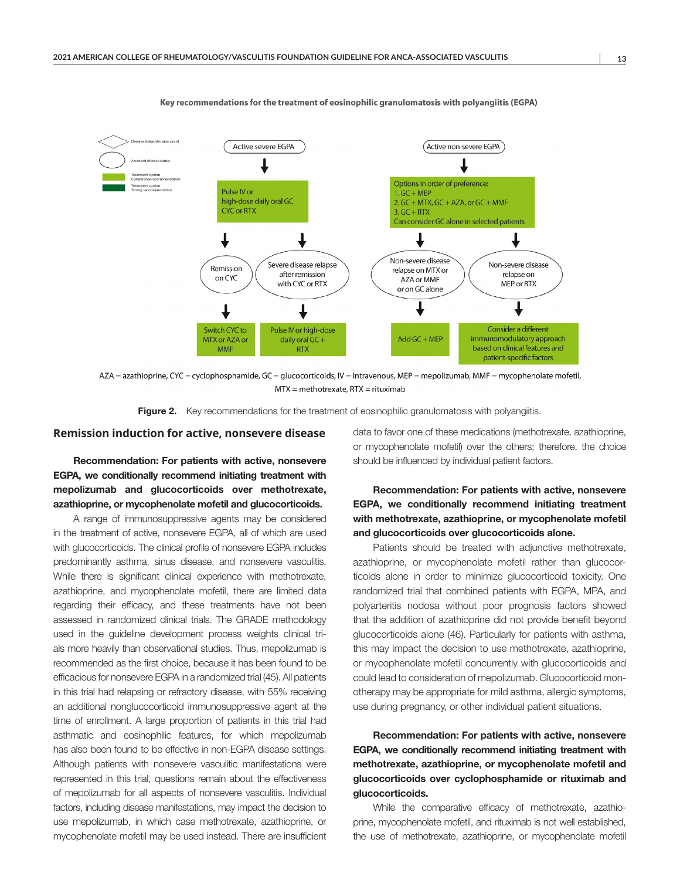Key recommendations for the treatment of eosinophilic granulomatosis with polyangiitis (EGPA)

Disease status decision point

Assessed disease status

Treatment option Conditional recommendation

Treatment option Strong recommendation

**Active severe EGPA**

Pulse IV or high-dose daily oral GC CYC or RTX

- Remission on CYC → Switch CYC to MTX or AZA or MMF
- Severe disease relapse after remission with CYC or RTX → Pulse IV or high-dose daily oral GC + RTX

**Active non-severe EGPA**

Options in order of preference:
1. GC + MEP
2. GC + MTX, GC + AZA, or GC + MMF
3. GC + RTX

Can consider GC alone in selected patients

- Non-severe disease relapse on MTX or AZA or MMF or on GC alone → Add GC + MEP
- Non-severe disease relapse on MEP or RTX → Consider a different immunomodulatory approach based on clinical features and patient-specific factors

AZA = azathioprine, CYC = cyclophosphamide, GC = glucocorticoids, IV = intravenous, MEP = mepolizumab, MMF = mycophenolate mofetil, MTX = methotrexate, RTX = rituximab

**Figure 2.** Key recommendations for the treatment of eosinophilic granulomatosis with polyangiitis.

## Remission induction for active, nonsevere disease

**Recommendation: For patients with active, nonsevere EGPA, we conditionally recommend initiating treatment with mepolizumab and glucocorticoids over methotrexate, azathioprine, or mycophenolate mofetil and glucocorticoids.**

A range of immunosuppressive agents may be considered in the treatment of active, nonsevere EGPA, all of which are used with glucocorticoids. The clinical profile of nonsevere EGPA includes predominantly asthma, sinus disease, and nonsevere vasculitis. While there is significant clinical experience with methotrexate, azathioprine, and mycophenolate mofetil, there are limited data regarding their efficacy, and these treatments have not been assessed in randomized clinical trials. The GRADE methodology used in the guideline development process weights clinical trials more heavily than observational studies. Thus, mepolizumab is recommended as the first choice, because it has been found to be efficacious for nonsevere EGPA in a randomized trial (45). All patients in this trial had relapsing or refractory disease, with 55% receiving an additional nonglucocorticoid immunosuppressive agent at the time of enrollment. A large proportion of patients in this trial had asthmatic and eosinophilic features, for which mepolizumab has also been found to be effective in non-EGPA disease settings. Although patients with nonsevere vasculitic manifestations were represented in this trial, questions remain about the effectiveness of mepolizumab for all aspects of nonsevere vasculitis. Individual factors, including disease manifestations, may impact the decision to use mepolizumab, in which case methotrexate, azathioprine, or mycophenolate mofetil may be used instead. There are insufficient data to favor one of these medications (methotrexate, azathioprine, or mycophenolate mofetil) over the others; therefore, the choice should be influenced by individual patient factors.

**Recommendation: For patients with active, nonsevere EGPA, we conditionally recommend initiating treatment with methotrexate, azathioprine, or mycophenolate mofetil and glucocorticoids over glucocorticoids alone.**

Patients should be treated with adjunctive methotrexate, azathioprine, or mycophenolate mofetil rather than glucocorticoids alone in order to minimize glucocorticoid toxicity. One randomized trial that combined patients with EGPA, MPA, and polyarteritis nodosa without poor prognosis factors showed that the addition of azathioprine did not provide benefit beyond glucocorticoids alone (46). Particularly for patients with asthma, this may impact the decision to use methotrexate, azathioprine, or mycophenolate mofetil concurrently with glucocorticoids and could lead to consideration of mepolizumab. Glucocorticoid monotherapy may be appropriate for mild asthma, allergic symptoms, use during pregnancy, or other individual patient situations.

**Recommendation: For patients with active, nonsevere EGPA, we conditionally recommend initiating treatment with methotrexate, azathioprine, or mycophenolate mofetil and glucocorticoids over cyclophosphamide or rituximab and glucocorticoids.**

While the comparative efficacy of methotrexate, azathioprine, mycophenolate mofetil, and rituximab is not well established, the use of methotrexate, azathioprine, or mycophenolate mofetil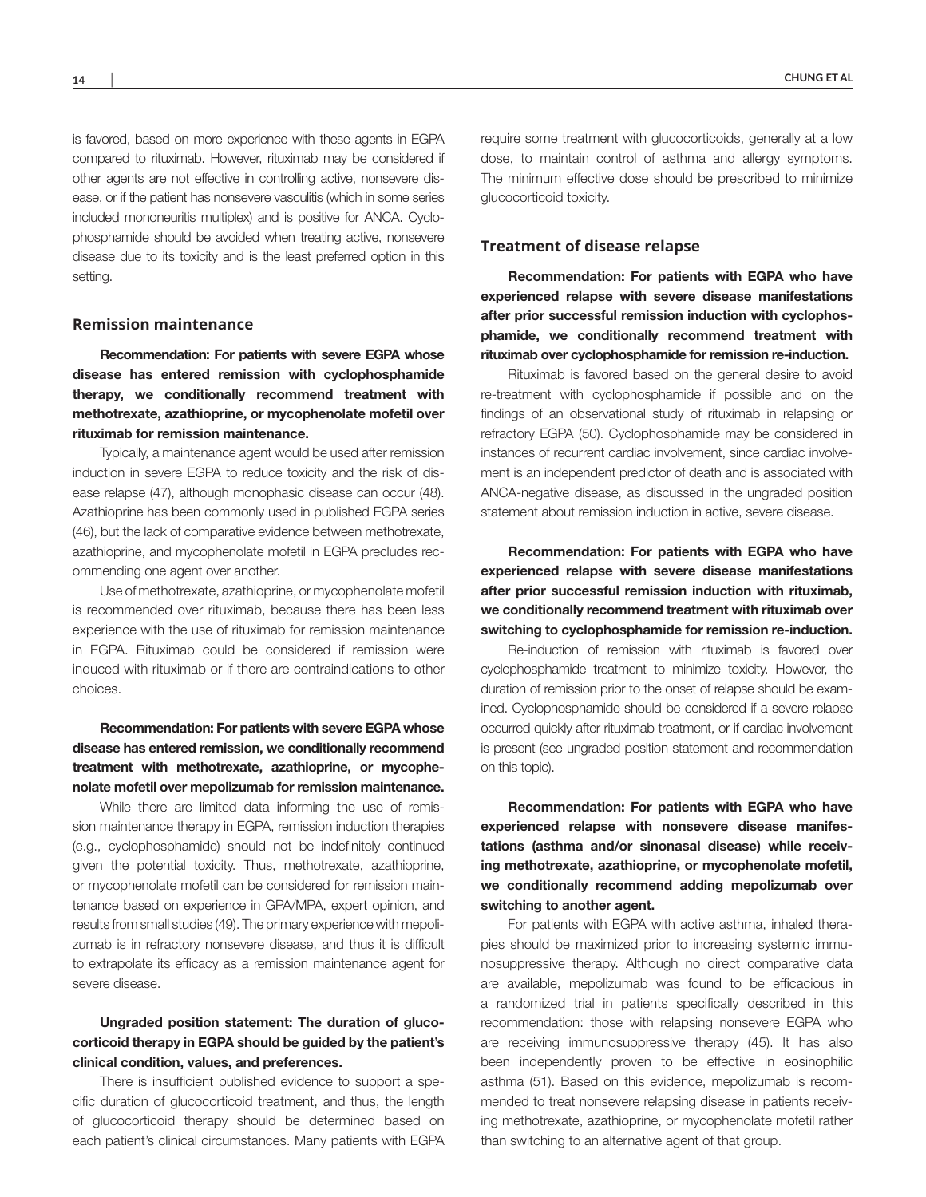is favored, based on more experience with these agents in EGPA compared to rituximab. However, rituximab may be considered if other agents are not effective in controlling active, nonsevere disease, or if the patient has nonsevere vasculitis (which in some series included mononeuritis multiplex) and is positive for ANCA. Cyclophosphamide should be avoided when treating active, nonsevere disease due to its toxicity and is the least preferred option in this setting.

## Remission maintenance

**Recommendation: For patients with severe EGPA whose disease has entered remission with cyclophosphamide therapy, we conditionally recommend treatment with methotrexate, azathioprine, or mycophenolate mofetil over rituximab for remission maintenance.**

Typically, a maintenance agent would be used after remission induction in severe EGPA to reduce toxicity and the risk of disease relapse (47), although monophasic disease can occur (48). Azathioprine has been commonly used in published EGPA series (46), but the lack of comparative evidence between methotrexate, azathioprine, and mycophenolate mofetil in EGPA precludes recommending one agent over another.

Use of methotrexate, azathioprine, or mycophenolate mofetil is recommended over rituximab, because there has been less experience with the use of rituximab for remission maintenance in EGPA. Rituximab could be considered if remission were induced with rituximab or if there are contraindications to other choices.

**Recommendation: For patients with severe EGPA whose disease has entered remission, we conditionally recommend treatment with methotrexate, azathioprine, or mycophenolate mofetil over mepolizumab for remission maintenance.**

While there are limited data informing the use of remission maintenance therapy in EGPA, remission induction therapies (e.g., cyclophosphamide) should not be indefinitely continued given the potential toxicity. Thus, methotrexate, azathioprine, or mycophenolate mofetil can be considered for remission maintenance based on experience in GPA/MPA, expert opinion, and results from small studies (49). The primary experience with mepolizumab is in refractory nonsevere disease, and thus it is difficult to extrapolate its efficacy as a remission maintenance agent for severe disease.

**Ungraded position statement: The duration of glucocorticoid therapy in EGPA should be guided by the patient's clinical condition, values, and preferences.**

There is insufficient published evidence to support a specific duration of glucocorticoid treatment, and thus, the length of glucocorticoid therapy should be determined based on each patient's clinical circumstances. Many patients with EGPA require some treatment with glucocorticoids, generally at a low dose, to maintain control of asthma and allergy symptoms. The minimum effective dose should be prescribed to minimize glucocorticoid toxicity.

## Treatment of disease relapse

**Recommendation: For patients with EGPA who have experienced relapse with severe disease manifestations after prior successful remission induction with cyclophosphamide, we conditionally recommend treatment with rituximab over cyclophosphamide for remission re-induction.**

Rituximab is favored based on the general desire to avoid re-treatment with cyclophosphamide if possible and on the findings of an observational study of rituximab in relapsing or refractory EGPA (50). Cyclophosphamide may be considered in instances of recurrent cardiac involvement, since cardiac involvement is an independent predictor of death and is associated with ANCA-negative disease, as discussed in the ungraded position statement about remission induction in active, severe disease.

**Recommendation: For patients with EGPA who have experienced relapse with severe disease manifestations after prior successful remission induction with rituximab, we conditionally recommend treatment with rituximab over switching to cyclophosphamide for remission re-induction.**

Re-induction of remission with rituximab is favored over cyclophosphamide treatment to minimize toxicity. However, the duration of remission prior to the onset of relapse should be examined. Cyclophosphamide should be considered if a severe relapse occurred quickly after rituximab treatment, or if cardiac involvement is present (see ungraded position statement and recommendation on this topic).

**Recommendation: For patients with EGPA who have experienced relapse with nonsevere disease manifestations (asthma and/or sinonasal disease) while receiving methotrexate, azathioprine, or mycophenolate mofetil, we conditionally recommend adding mepolizumab over switching to another agent.**

For patients with EGPA with active asthma, inhaled therapies should be maximized prior to increasing systemic immunosuppressive therapy. Although no direct comparative data are available, mepolizumab was found to be efficacious in a randomized trial in patients specifically described in this recommendation: those with relapsing nonsevere EGPA who are receiving immunosuppressive therapy (45). It has also been independently proven to be effective in eosinophilic asthma (51). Based on this evidence, mepolizumab is recommended to treat nonsevere relapsing disease in patients receiving methotrexate, azathioprine, or mycophenolate mofetil rather than switching to an alternative agent of that group.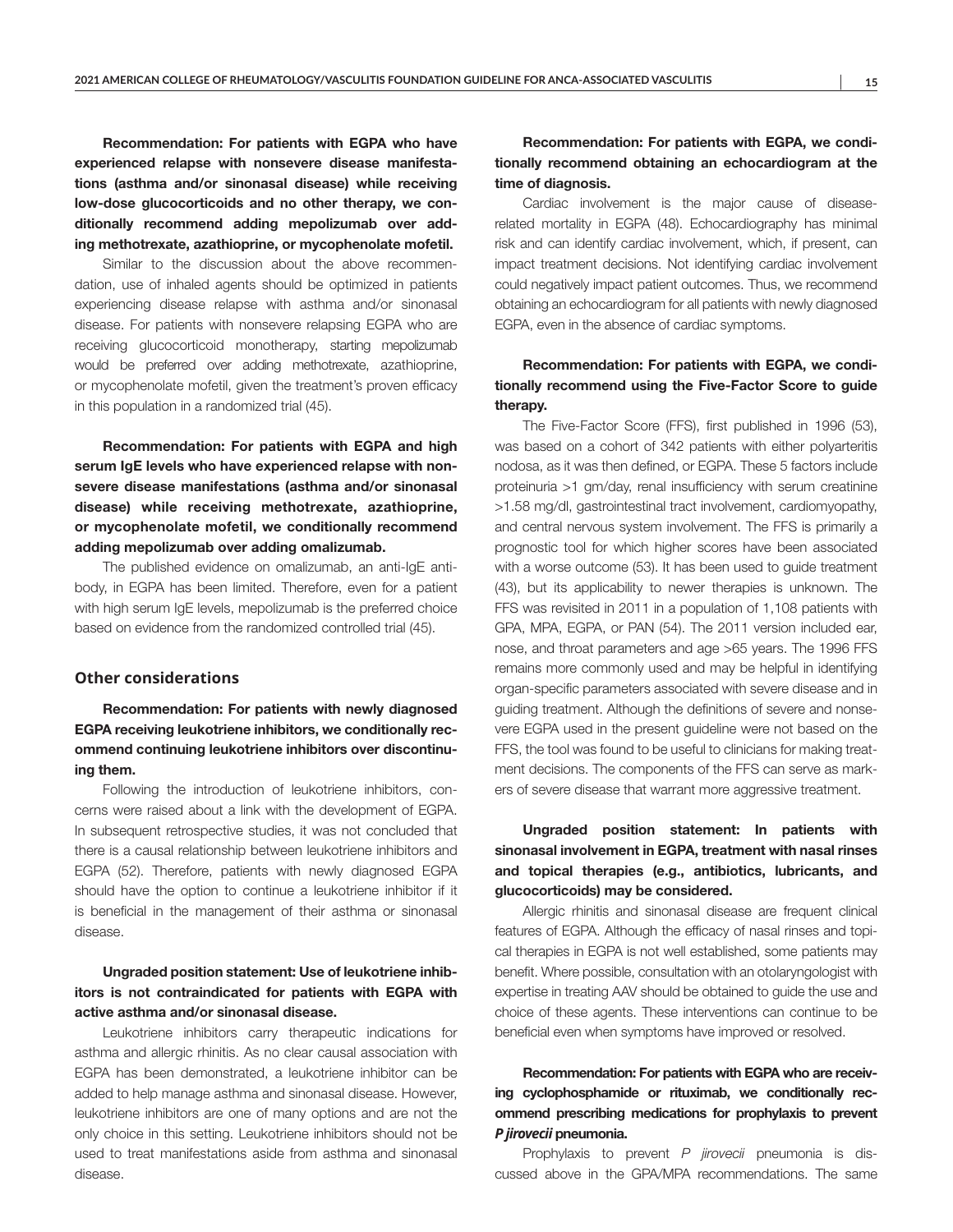**Recommendation: For patients with EGPA who have experienced relapse with nonsevere disease manifestations (asthma and/or sinonasal disease) while receiving low-dose glucocorticoids and no other therapy, we conditionally recommend adding mepolizumab over adding methotrexate, azathioprine, or mycophenolate mofetil.**

Similar to the discussion about the above recommendation, use of inhaled agents should be optimized in patients experiencing disease relapse with asthma and/or sinonasal disease. For patients with nonsevere relapsing EGPA who are receiving glucocorticoid monotherapy, starting mepolizumab would be preferred over adding methotrexate, azathioprine, or mycophenolate mofetil, given the treatment's proven efficacy in this population in a randomized trial (45).

**Recommendation: For patients with EGPA and high serum IgE levels who have experienced relapse with nonsevere disease manifestations (asthma and/or sinonasal disease) while receiving methotrexate, azathioprine, or mycophenolate mofetil, we conditionally recommend adding mepolizumab over adding omalizumab.**

The published evidence on omalizumab, an anti-IgE antibody, in EGPA has been limited. Therefore, even for a patient with high serum IgE levels, mepolizumab is the preferred choice based on evidence from the randomized controlled trial (45).

## Other considerations

**Recommendation: For patients with newly diagnosed EGPA receiving leukotriene inhibitors, we conditionally recommend continuing leukotriene inhibitors over discontinuing them.**

Following the introduction of leukotriene inhibitors, concerns were raised about a link with the development of EGPA. In subsequent retrospective studies, it was not concluded that there is a causal relationship between leukotriene inhibitors and EGPA (52). Therefore, patients with newly diagnosed EGPA should have the option to continue a leukotriene inhibitor if it is beneficial in the management of their asthma or sinonasal disease.

**Ungraded position statement: Use of leukotriene inhibitors is not contraindicated for patients with EGPA with active asthma and/or sinonasal disease.**

Leukotriene inhibitors carry therapeutic indications for asthma and allergic rhinitis. As no clear causal association with EGPA has been demonstrated, a leukotriene inhibitor can be added to help manage asthma and sinonasal disease. However, leukotriene inhibitors are one of many options and are not the only choice in this setting. Leukotriene inhibitors should not be used to treat manifestations aside from asthma and sinonasal disease.

**Recommendation: For patients with EGPA, we conditionally recommend obtaining an echocardiogram at the time of diagnosis.**

Cardiac involvement is the major cause of disease-related mortality in EGPA (48). Echocardiography has minimal risk and can identify cardiac involvement, which, if present, can impact treatment decisions. Not identifying cardiac involvement could negatively impact patient outcomes. Thus, we recommend obtaining an echocardiogram for all patients with newly diagnosed EGPA, even in the absence of cardiac symptoms.

**Recommendation: For patients with EGPA, we conditionally recommend using the Five-Factor Score to guide therapy.**

The Five-Factor Score (FFS), first published in 1996 (53), was based on a cohort of 342 patients with either polyarteritis nodosa, as it was then defined, or EGPA. These 5 factors include proteinuria >1 gm/day, renal insufficiency with serum creatinine >1.58 mg/dl, gastrointestinal tract involvement, cardiomyopathy, and central nervous system involvement. The FFS is primarily a prognostic tool for which higher scores have been associated with a worse outcome (53). It has been used to guide treatment (43), but its applicability to newer therapies is unknown. The FFS was revisited in 2011 in a population of 1,108 patients with GPA, MPA, EGPA, or PAN (54). The 2011 version included ear, nose, and throat parameters and age >65 years. The 1996 FFS remains more commonly used and may be helpful in identifying organ-specific parameters associated with severe disease and in guiding treatment. Although the definitions of severe and nonsevere EGPA used in the present guideline were not based on the FFS, the tool was found to be useful to clinicians for making treatment decisions. The components of the FFS can serve as markers of severe disease that warrant more aggressive treatment.

**Ungraded position statement: In patients with sinonasal involvement in EGPA, treatment with nasal rinses and topical therapies (e.g., antibiotics, lubricants, and glucocorticoids) may be considered.**

Allergic rhinitis and sinonasal disease are frequent clinical features of EGPA. Although the efficacy of nasal rinses and topical therapies in EGPA is not well established, some patients may benefit. Where possible, consultation with an otolaryngologist with expertise in treating AAV should be obtained to guide the use and choice of these agents. These interventions can continue to be beneficial even when symptoms have improved or resolved.

**Recommendation: For patients with EGPA who are receiving cyclophosphamide or rituximab, we conditionally recommend prescribing medications for prophylaxis to prevent *P jirovecii* pneumonia.**

Prophylaxis to prevent *P jirovecii* pneumonia is discussed above in the GPA/MPA recommendations. The same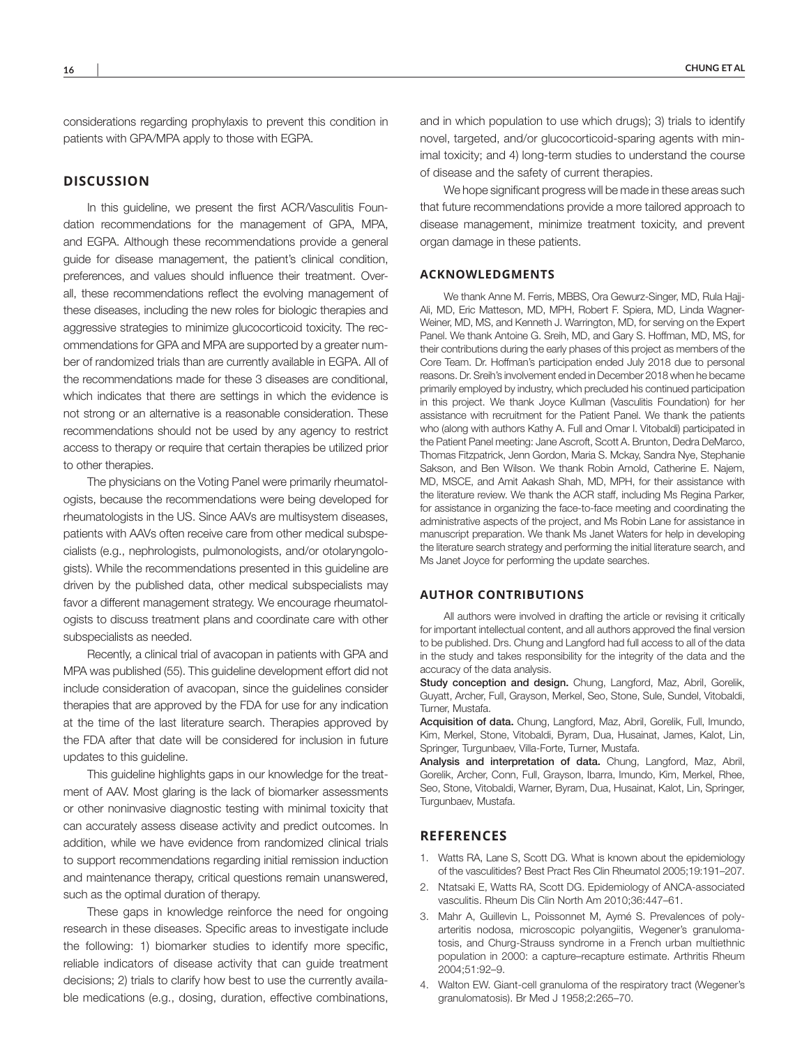considerations regarding prophylaxis to prevent this condition in patients with GPA/MPA apply to those with EGPA.

## DISCUSSION

In this guideline, we present the first ACR/Vasculitis Foundation recommendations for the management of GPA, MPA, and EGPA. Although these recommendations provide a general guide for disease management, the patient's clinical condition, preferences, and values should influence their treatment. Overall, these recommendations reflect the evolving management of these diseases, including the new roles for biologic therapies and aggressive strategies to minimize glucocorticoid toxicity. The recommendations for GPA and MPA are supported by a greater number of randomized trials than are currently available in EGPA. All of the recommendations made for these 3 diseases are conditional, which indicates that there are settings in which the evidence is not strong or an alternative is a reasonable consideration. These recommendations should not be used by any agency to restrict access to therapy or require that certain therapies be utilized prior to other therapies.

The physicians on the Voting Panel were primarily rheumatologists, because the recommendations were being developed for rheumatologists in the US. Since AAVs are multisystem diseases, patients with AAVs often receive care from other medical subspecialists (e.g., nephrologists, pulmonologists, and/or otolaryngologists). While the recommendations presented in this guideline are driven by the published data, other medical subspecialists may favor a different management strategy. We encourage rheumatologists to discuss treatment plans and coordinate care with other subspecialists as needed.

Recently, a clinical trial of avacopan in patients with GPA and MPA was published (55). This guideline development effort did not include consideration of avacopan, since the guidelines consider therapies that are approved by the FDA for use for any indication at the time of the last literature search. Therapies approved by the FDA after that date will be considered for inclusion in future updates to this guideline.

This guideline highlights gaps in our knowledge for the treatment of AAV. Most glaring is the lack of biomarker assessments or other noninvasive diagnostic testing with minimal toxicity that can accurately assess disease activity and predict outcomes. In addition, while we have evidence from randomized clinical trials to support recommendations regarding initial remission induction and maintenance therapy, critical questions remain unanswered, such as the optimal duration of therapy.

These gaps in knowledge reinforce the need for ongoing research in these diseases. Specific areas to investigate include the following: 1) biomarker studies to identify more specific, reliable indicators of disease activity that can guide treatment decisions; 2) trials to clarify how best to use the currently available medications (e.g., dosing, duration, effective combinations, and in which population to use which drugs); 3) trials to identify novel, targeted, and/or glucocorticoid-sparing agents with minimal toxicity; and 4) long-term studies to understand the course of disease and the safety of current therapies.

We hope significant progress will be made in these areas such that future recommendations provide a more tailored approach to disease management, minimize treatment toxicity, and prevent organ damage in these patients.

## ACKNOWLEDGMENTS

We thank Anne M. Ferris, MBBS, Ora Gewurz-Singer, MD, Rula Hajj-Ali, MD, Eric Matteson, MD, MPH, Robert F. Spiera, MD, Linda Wagner-Weiner, MD, MS, and Kenneth J. Warrington, MD, for serving on the Expert Panel. We thank Antoine G. Sreih, MD, and Gary S. Hoffman, MD, MS, for their contributions during the early phases of this project as members of the Core Team. Dr. Hoffman's participation ended July 2018 due to personal reasons. Dr. Sreih's involvement ended in December 2018 when he became primarily employed by industry, which precluded his continued participation in this project. We thank Joyce Kullman (Vasculitis Foundation) for her assistance with recruitment for the Patient Panel. We thank the patients who (along with authors Kathy A. Full and Omar I. Vitobaldi) participated in the Patient Panel meeting: Jane Ascroft, Scott A. Brunton, Dedra DeMarco, Thomas Fitzpatrick, Jenn Gordon, Maria S. Mckay, Sandra Nye, Stephanie Sakson, and Ben Wilson. We thank Robin Arnold, Catherine E. Najem, MD, MSCE, and Amit Aakash Shah, MD, MPH, for their assistance with the literature review. We thank the ACR staff, including Ms Regina Parker, for assistance in organizing the face-to-face meeting and coordinating the administrative aspects of the project, and Ms Robin Lane for assistance in manuscript preparation. We thank Ms Janet Waters for help in developing the literature search strategy and performing the initial literature search, and Ms Janet Joyce for performing the update searches.

## AUTHOR CONTRIBUTIONS

All authors were involved in drafting the article or revising it critically for important intellectual content, and all authors approved the final version to be published. Drs. Chung and Langford had full access to all of the data in the study and takes responsibility for the integrity of the data and the accuracy of the data analysis.

**Study conception and design.** Chung, Langford, Maz, Abril, Gorelik, Guyatt, Archer, Full, Grayson, Merkel, Seo, Stone, Sule, Sundel, Vitobaldi, Turner, Mustafa.

**Acquisition of data.** Chung, Langford, Maz, Abril, Gorelik, Full, Imundo, Kim, Merkel, Stone, Vitobaldi, Byram, Dua, Husainat, James, Kalot, Lin, Springer, Turgunbaev, Villa-Forte, Turner, Mustafa.

**Analysis and interpretation of data.** Chung, Langford, Maz, Abril, Gorelik, Archer, Conn, Full, Grayson, Ibarra, Imundo, Kim, Merkel, Rhee, Seo, Stone, Vitobaldi, Warner, Byram, Dua, Husainat, Kalot, Lin, Springer, Turgunbaev, Mustafa.

## REFERENCES

1. Watts RA, Lane S, Scott DG. What is known about the epidemiology of the vasculitides? Best Pract Res Clin Rheumatol 2005;19:191–207.
2. Ntatsaki E, Watts RA, Scott DG. Epidemiology of ANCA-associated vasculitis. Rheum Dis Clin North Am 2010;36:447–61.
3. Mahr A, Guillevin L, Poissonnet M, Aymé S. Prevalences of polyarteritis nodosa, microscopic polyangiitis, Wegener's granulomatosis, and Churg-Strauss syndrome in a French urban multiethnic population in 2000: a capture–recapture estimate. Arthritis Rheum 2004;51:92–9.
4. Walton EW. Giant-cell granuloma of the respiratory tract (Wegener's granulomatosis). Br Med J 1958;2:265–70.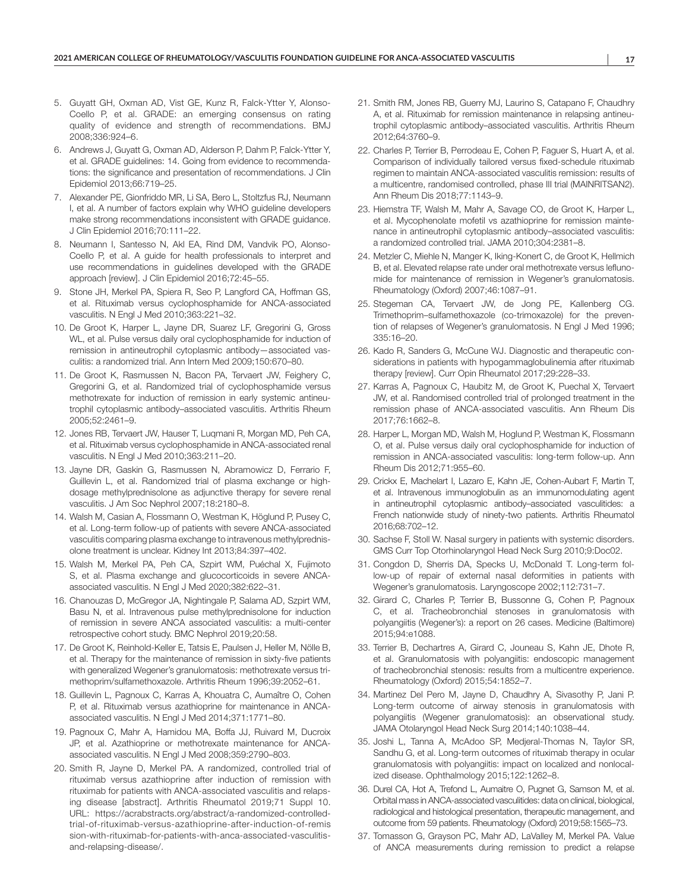5. Guyatt GH, Oxman AD, Vist GE, Kunz R, Falck-Ytter Y, Alonso-Coello P, et al. GRADE: an emerging consensus on rating quality of evidence and strength of recommendations. BMJ 2008;336:924–6.
6. Andrews J, Guyatt G, Oxman AD, Alderson P, Dahm P, Falck-Ytter Y, et al. GRADE guidelines: 14. Going from evidence to recommendations: the significance and presentation of recommendations. J Clin Epidemiol 2013;66:719–25.
7. Alexander PE, Gionfriddo MR, Li SA, Bero L, Stoltzfus RJ, Neumann I, et al. A number of factors explain why WHO guideline developers make strong recommendations inconsistent with GRADE guidance. J Clin Epidemiol 2016;70:111–22.
8. Neumann I, Santesso N, Akl EA, Rind DM, Vandvik PO, Alonso-Coello P, et al. A guide for health professionals to interpret and use recommendations in guidelines developed with the GRADE approach [review]. J Clin Epidemiol 2016;72:45–55.
9. Stone JH, Merkel PA, Spiera R, Seo P, Langford CA, Hoffman GS, et al. Rituximab versus cyclophosphamide for ANCA-associated vasculitis. N Engl J Med 2010;363:221–32.
10. De Groot K, Harper L, Jayne DR, Suarez LF, Gregorini G, Gross WL, et al. Pulse versus daily oral cyclophosphamide for induction of remission in antineutrophil cytoplasmic antibody—associated vasculitis: a randomized trial. Ann Intern Med 2009;150:670–80.
11. De Groot K, Rasmussen N, Bacon PA, Tervaert JW, Feighery C, Gregorini G, et al. Randomized trial of cyclophosphamide versus methotrexate for induction of remission in early systemic antineutrophil cytoplasmic antibody–associated vasculitis. Arthritis Rheum 2005;52:2461–9.
12. Jones RB, Tervaert JW, Hauser T, Luqmani R, Morgan MD, Peh CA, et al. Rituximab versus cyclophosphamide in ANCA-associated renal vasculitis. N Engl J Med 2010;363:211–20.
13. Jayne DR, Gaskin G, Rasmussen N, Abramowicz D, Ferrario F, Guillevin L, et al. Randomized trial of plasma exchange or high-dosage methylprednisolone as adjunctive therapy for severe renal vasculitis. J Am Soc Nephrol 2007;18:2180–8.
14. Walsh M, Casian A, Flossmann O, Westman K, Höglund P, Pusey C, et al. Long-term follow-up of patients with severe ANCA-associated vasculitis comparing plasma exchange to intravenous methylprednisolone treatment is unclear. Kidney Int 2013;84:397–402.
15. Walsh M, Merkel PA, Peh CA, Szpirt WM, Puéchal X, Fujimoto S, et al. Plasma exchange and glucocorticoids in severe ANCA-associated vasculitis. N Engl J Med 2020;382:622–31.
16. Chanouzas D, McGregor JA, Nightingale P, Salama AD, Szpirt WM, Basu N, et al. Intravenous pulse methylprednisolone for induction of remission in severe ANCA associated vasculitis: a multi-center retrospective cohort study. BMC Nephrol 2019;20:58.
17. De Groot K, Reinhold-Keller E, Tatsis E, Paulsen J, Heller M, Nölle B, et al. Therapy for the maintenance of remission in sixty-five patients with generalized Wegener's granulomatosis: methotrexate versus trimethoprim/sulfamethoxazole. Arthritis Rheum 1996;39:2052–61.
18. Guillevin L, Pagnoux C, Karras A, Khouatra C, Aumaître O, Cohen P, et al. Rituximab versus azathioprine for maintenance in ANCA-associated vasculitis. N Engl J Med 2014;371:1771–80.
19. Pagnoux C, Mahr A, Hamidou MA, Boffa JJ, Ruivard M, Ducroix JP, et al. Azathioprine or methotrexate maintenance for ANCA-associated vasculitis. N Engl J Med 2008;359:2790–803.
20. Smith R, Jayne D, Merkel PA. A randomized, controlled trial of rituximab versus azathioprine after induction of remission with rituximab for patients with ANCA-associated vasculitis and relapsing disease [abstract]. Arthritis Rheumatol 2019;71 Suppl 10. URL: https://acrabstracts.org/abstract/a-randomized-controlled-trial-of-rituximab-versus-azathioprine-after-induction-of-remission-with-rituximab-for-patients-with-anca-associated-vasculitis-and-relapsing-disease/.
21. Smith RM, Jones RB, Guerry MJ, Laurino S, Catapano F, Chaudhry A, et al. Rituximab for remission maintenance in relapsing antineutrophil cytoplasmic antibody–associated vasculitis. Arthritis Rheum 2012;64:3760–9.
22. Charles P, Terrier B, Perrodeau E, Cohen P, Faguer S, Huart A, et al. Comparison of individually tailored versus fixed-schedule rituximab regimen to maintain ANCA-associated vasculitis remission: results of a multicentre, randomised controlled, phase III trial (MAINRITSAN2). Ann Rheum Dis 2018;77:1143–9.
23. Hiemstra TF, Walsh M, Mahr A, Savage CO, de Groot K, Harper L, et al. Mycophenolate mofetil vs azathioprine for remission maintenance in antineutrophil cytoplasmic antibody–associated vasculitis: a randomized controlled trial. JAMA 2010;304:2381–8.
24. Metzler C, Miehle N, Manger K, Iking-Konert C, de Groot K, Hellmich B, et al. Elevated relapse rate under oral methotrexate versus leflunomide for maintenance of remission in Wegener's granulomatosis. Rheumatology (Oxford) 2007;46:1087–91.
25. Stegeman CA, Tervaert JW, de Jong PE, Kallenberg CG. Trimethoprim–sulfamethoxazole (co-trimoxazole) for the prevention of relapses of Wegener's granulomatosis. N Engl J Med 1996; 335:16–20.
26. Kado R, Sanders G, McCune WJ. Diagnostic and therapeutic considerations in patients with hypogammaglobulinemia after rituximab therapy [review]. Curr Opin Rheumatol 2017;29:228–33.
27. Karras A, Pagnoux C, Haubitz M, de Groot K, Puechal X, Tervaert JW, et al. Randomised controlled trial of prolonged treatment in the remission phase of ANCA-associated vasculitis. Ann Rheum Dis 2017;76:1662–8.
28. Harper L, Morgan MD, Walsh M, Hoglund P, Westman K, Flossmann O, et al. Pulse versus daily oral cyclophosphamide for induction of remission in ANCA-associated vasculitis: long-term follow-up. Ann Rheum Dis 2012;71:955–60.
29. Crickx E, Machelart I, Lazaro E, Kahn JE, Cohen-Aubart F, Martin T, et al. Intravenous immunoglobulin as an immunomodulating agent in antineutrophil cytoplasmic antibody–associated vasculitides: a French nationwide study of ninety-two patients. Arthritis Rheumatol 2016;68:702–12.
30. Sachse F, Stoll W. Nasal surgery in patients with systemic disorders. GMS Curr Top Otorhinolaryngol Head Neck Surg 2010;9:Doc02.
31. Congdon D, Sherris DA, Specks U, McDonald T. Long-term follow-up of repair of external nasal deformities in patients with Wegener's granulomatosis. Laryngoscope 2002;112:731–7.
32. Girard C, Charles P, Terrier B, Bussonne G, Cohen P, Pagnoux C, et al. Tracheobronchial stenoses in granulomatosis with polyangiitis (Wegener's): a report on 26 cases. Medicine (Baltimore) 2015;94:e1088.
33. Terrier B, Dechartres A, Girard C, Jouneau S, Kahn JE, Dhote R, et al. Granulomatosis with polyangiitis: endoscopic management of tracheobronchial stenosis: results from a multicentre experience. Rheumatology (Oxford) 2015;54:1852–7.
34. Martinez Del Pero M, Jayne D, Chaudhry A, Sivasothy P, Jani P. Long-term outcome of airway stenosis in granulomatosis with polyangiitis (Wegener granulomatosis): an observational study. JAMA Otolaryngol Head Neck Surg 2014;140:1038–44.
35. Joshi L, Tanna A, McAdoo SP, Medjeral-Thomas N, Taylor SR, Sandhu G, et al. Long-term outcomes of rituximab therapy in ocular granulomatosis with polyangiitis: impact on localized and nonlocalized disease. Ophthalmology 2015;122:1262–8.
36. Durel CA, Hot A, Trefond L, Aumaitre O, Pugnet G, Samson M, et al. Orbital mass in ANCA-associated vasculitides: data on clinical, biological, radiological and histological presentation, therapeutic management, and outcome from 59 patients. Rheumatology (Oxford) 2019;58:1565–73.
37. Tomasson G, Grayson PC, Mahr AD, LaValley M, Merkel PA. Value of ANCA measurements during remission to predict a relapse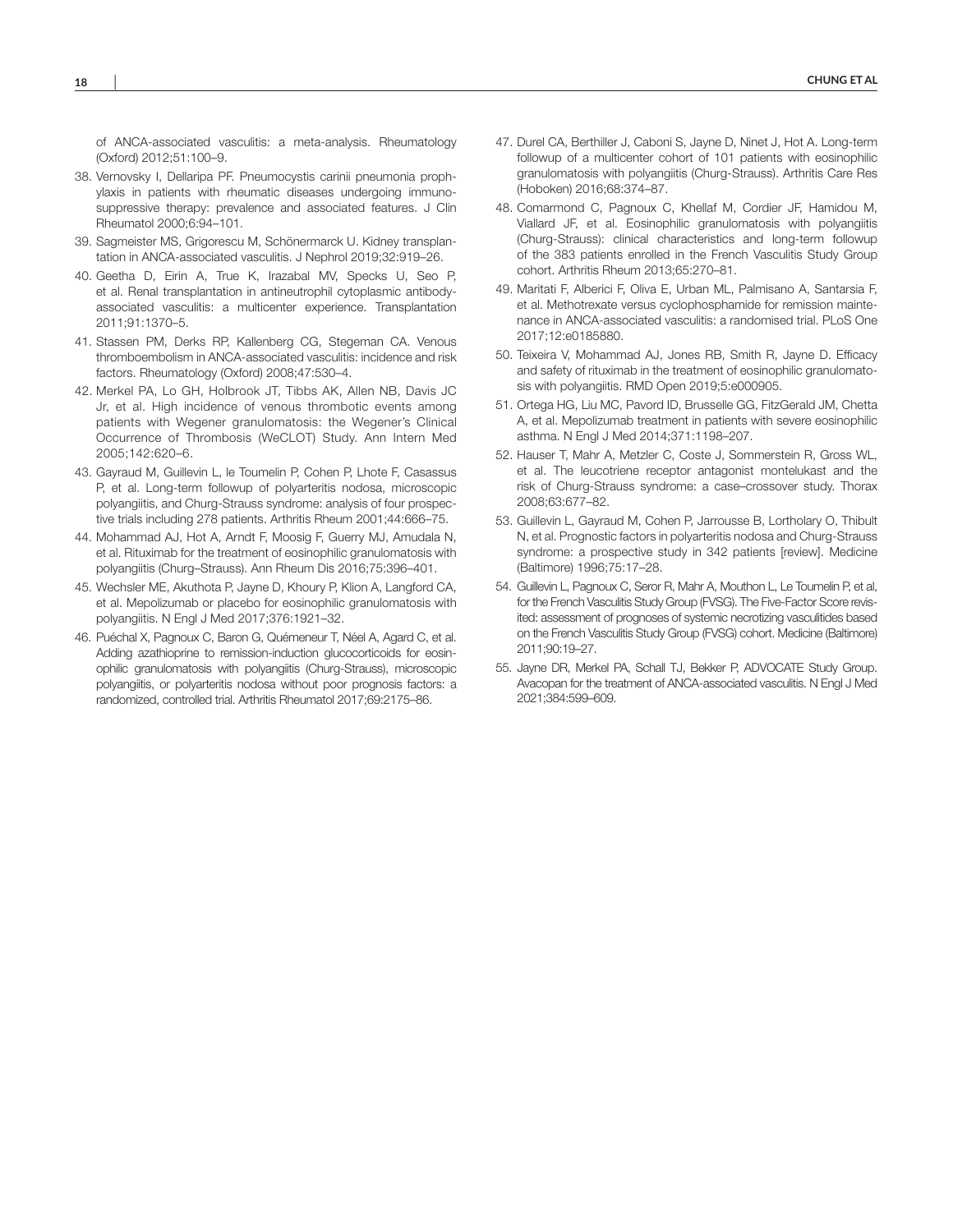of ANCA-associated vasculitis: a meta-analysis. Rheumatology (Oxford) 2012;51:100–9.

38. Vernovsky I, Dellaripa PF. Pneumocystis carinii pneumonia prophylaxis in patients with rheumatic diseases undergoing immunosuppressive therapy: prevalence and associated features. J Clin Rheumatol 2000;6:94–101.
39. Sagmeister MS, Grigorescu M, Schönermarck U. Kidney transplantation in ANCA-associated vasculitis. J Nephrol 2019;32:919–26.
40. Geetha D, Eirin A, True K, Irazabal MV, Specks U, Seo P, et al. Renal transplantation in antineutrophil cytoplasmic antibody-associated vasculitis: a multicenter experience. Transplantation 2011;91:1370–5.
41. Stassen PM, Derks RP, Kallenberg CG, Stegeman CA. Venous thromboembolism in ANCA-associated vasculitis: incidence and risk factors. Rheumatology (Oxford) 2008;47:530–4.
42. Merkel PA, Lo GH, Holbrook JT, Tibbs AK, Allen NB, Davis JC Jr, et al. High incidence of venous thrombotic events among patients with Wegener granulomatosis: the Wegener's Clinical Occurrence of Thrombosis (WeCLOT) Study. Ann Intern Med 2005;142:620–6.
43. Gayraud M, Guillevin L, le Toumelin P, Cohen P, Lhote F, Casassus P, et al. Long-term followup of polyarteritis nodosa, microscopic polyangiitis, and Churg-Strauss syndrome: analysis of four prospective trials including 278 patients. Arthritis Rheum 2001;44:666–75.
44. Mohammad AJ, Hot A, Arndt F, Moosig F, Guerry MJ, Amudala N, et al. Rituximab for the treatment of eosinophilic granulomatosis with polyangiitis (Churg–Strauss). Ann Rheum Dis 2016;75:396–401.
45. Wechsler ME, Akuthota P, Jayne D, Khoury P, Klion A, Langford CA, et al. Mepolizumab or placebo for eosinophilic granulomatosis with polyangiitis. N Engl J Med 2017;376:1921–32.
46. Puéchal X, Pagnoux C, Baron G, Quémeneur T, Néel A, Agard C, et al. Adding azathioprine to remission-induction glucocorticoids for eosinophilic granulomatosis with polyangiitis (Churg-Strauss), microscopic polyangiitis, or polyarteritis nodosa without poor prognosis factors: a randomized, controlled trial. Arthritis Rheumatol 2017;69:2175–86.
47. Durel CA, Berthiller J, Caboni S, Jayne D, Ninet J, Hot A. Long-term followup of a multicenter cohort of 101 patients with eosinophilic granulomatosis with polyangiitis (Churg-Strauss). Arthritis Care Res (Hoboken) 2016;68:374–87.
48. Comarmond C, Pagnoux C, Khellaf M, Cordier JF, Hamidou M, Viallard JF, et al. Eosinophilic granulomatosis with polyangiitis (Churg-Strauss): clinical characteristics and long-term followup of the 383 patients enrolled in the French Vasculitis Study Group cohort. Arthritis Rheum 2013;65:270–81.
49. Maritati F, Alberici F, Oliva E, Urban ML, Palmisano A, Santarsia F, et al. Methotrexate versus cyclophosphamide for remission maintenance in ANCA-associated vasculitis: a randomised trial. PLoS One 2017;12:e0185880.
50. Teixeira V, Mohammad AJ, Jones RB, Smith R, Jayne D. Efficacy and safety of rituximab in the treatment of eosinophilic granulomatosis with polyangiitis. RMD Open 2019;5:e000905.
51. Ortega HG, Liu MC, Pavord ID, Brusselle GG, FitzGerald JM, Chetta A, et al. Mepolizumab treatment in patients with severe eosinophilic asthma. N Engl J Med 2014;371:1198–207.
52. Hauser T, Mahr A, Metzler C, Coste J, Sommerstein R, Gross WL, et al. The leucotriene receptor antagonist montelukast and the risk of Churg-Strauss syndrome: a case–crossover study. Thorax 2008;63:677–82.
53. Guillevin L, Gayraud M, Cohen P, Jarrousse B, Lortholary O, Thibult N, et al. Prognostic factors in polyarteritis nodosa and Churg-Strauss syndrome: a prospective study in 342 patients [review]. Medicine (Baltimore) 1996;75:17–28.
54. Guillevin L, Pagnoux C, Seror R, Mahr A, Mouthon L, Le Toumelin P, et al, for the French Vasculitis Study Group (FVSG). The Five-Factor Score revisited: assessment of prognoses of systemic necrotizing vasculitides based on the French Vasculitis Study Group (FVSG) cohort. Medicine (Baltimore) 2011;90:19–27.
55. Jayne DR, Merkel PA, Schall TJ, Bekker P, ADVOCATE Study Group. Avacopan for the treatment of ANCA-associated vasculitis. N Engl J Med 2021;384:599–609.